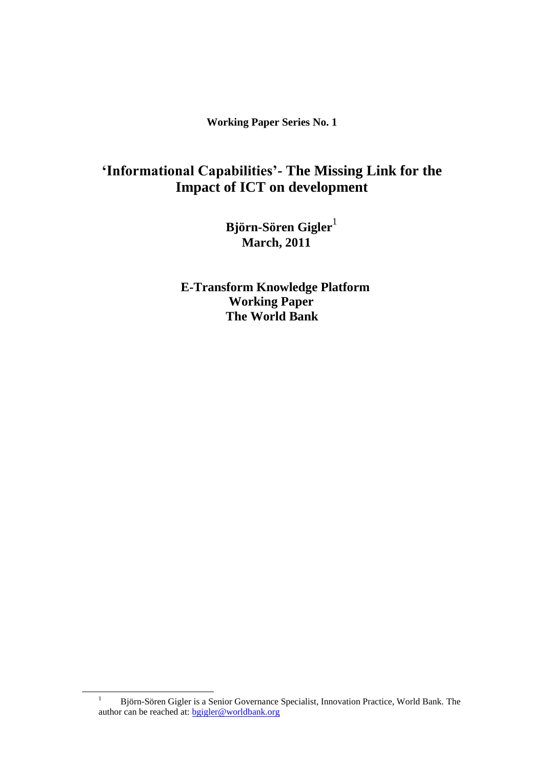**Working Paper Series No. 1**

# 'Informational Capabilities'- The Missing Link for the Impact of ICT on development

**Björn-Sören Gigler**[1]
**March, 2011**

**E-Transform Knowledge Platform**
**Working Paper**
**The World Bank**

[1] Björn-Sören Gigler is a Senior Governance Specialist, Innovation Practice, World Bank. The author can be reached at: bgigler@worldbank.org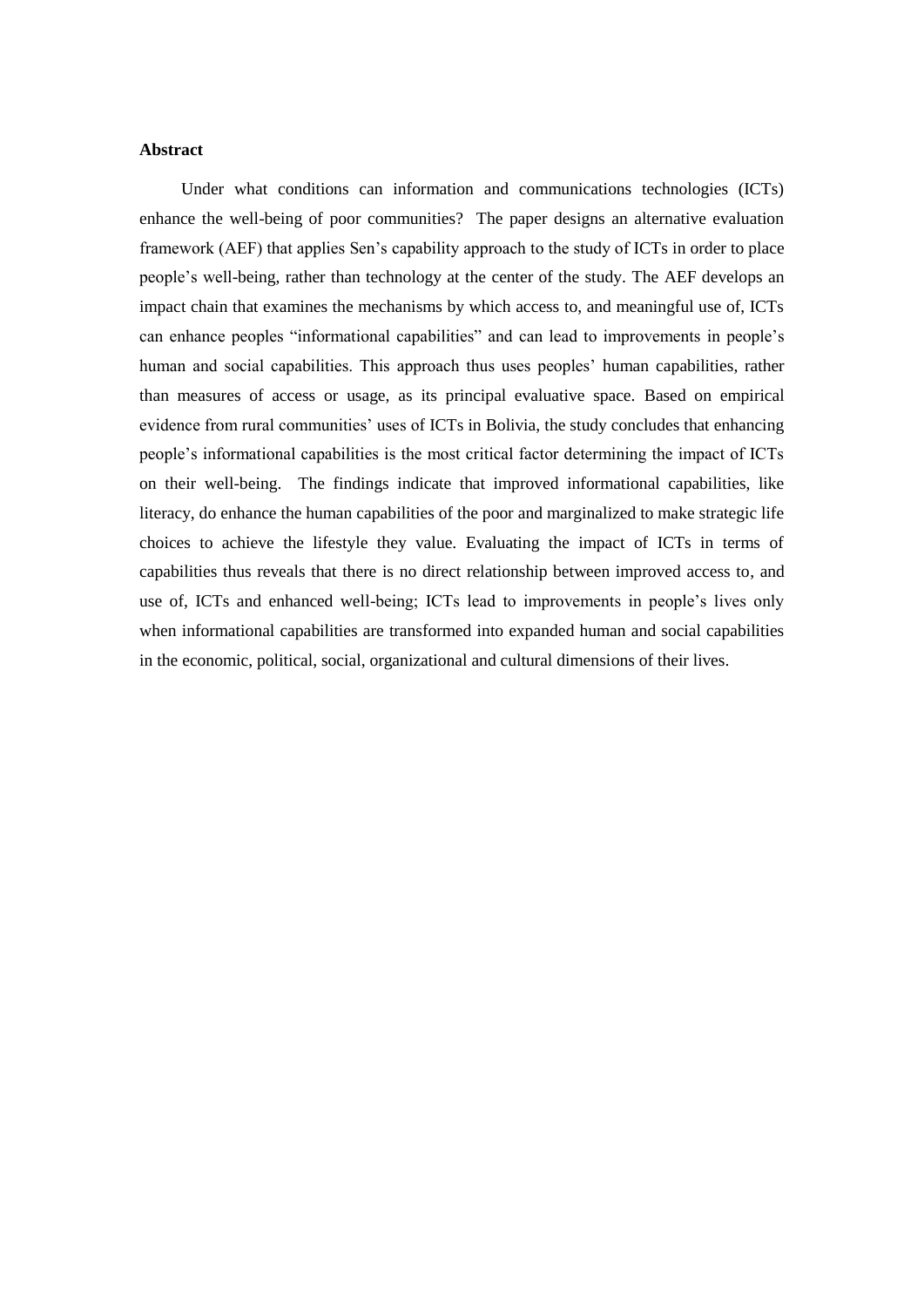**Abstract**

Under what conditions can information and communications technologies (ICTs) enhance the well-being of poor communities? The paper designs an alternative evaluation framework (AEF) that applies Sen's capability approach to the study of ICTs in order to place people's well-being, rather than technology at the center of the study. The AEF develops an impact chain that examines the mechanisms by which access to, and meaningful use of, ICTs can enhance peoples "informational capabilities" and can lead to improvements in people's human and social capabilities. This approach thus uses peoples' human capabilities, rather than measures of access or usage, as its principal evaluative space. Based on empirical evidence from rural communities' uses of ICTs in Bolivia, the study concludes that enhancing people's informational capabilities is the most critical factor determining the impact of ICTs on their well-being. The findings indicate that improved informational capabilities, like literacy, do enhance the human capabilities of the poor and marginalized to make strategic life choices to achieve the lifestyle they value. Evaluating the impact of ICTs in terms of capabilities thus reveals that there is no direct relationship between improved access to, and use of, ICTs and enhanced well-being; ICTs lead to improvements in people's lives only when informational capabilities are transformed into expanded human and social capabilities in the economic, political, social, organizational and cultural dimensions of their lives.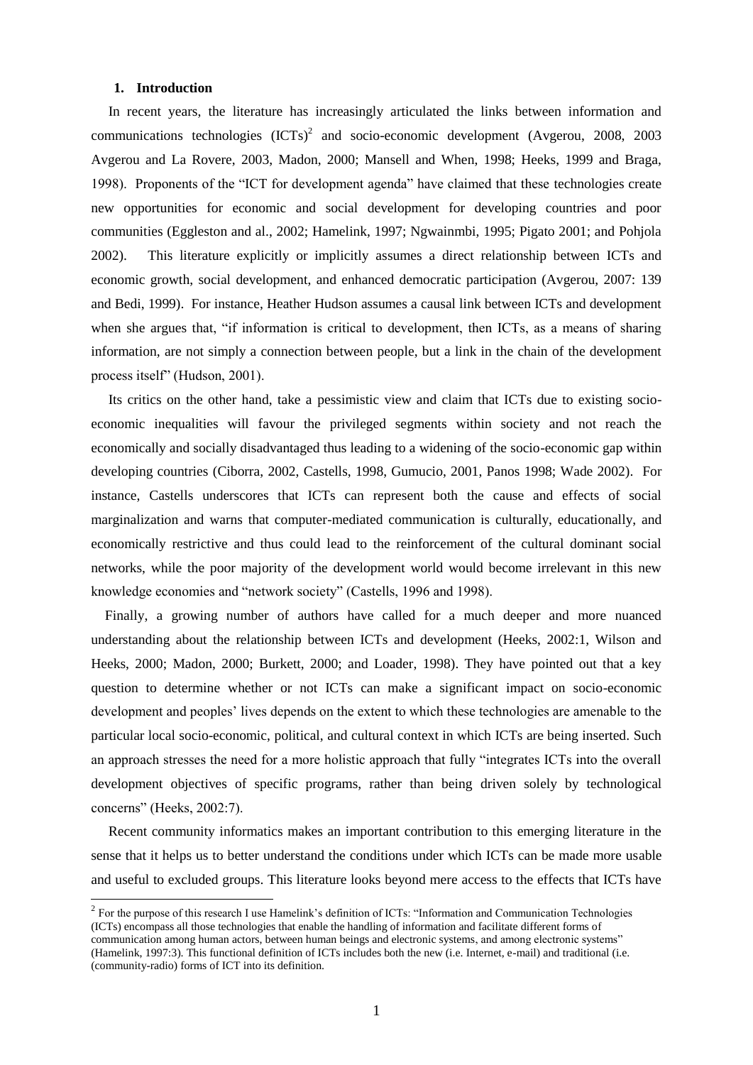## 1. Introduction

In recent years, the literature has increasingly articulated the links between information and communications technologies (ICTs)[2] and socio-economic development (Avgerou, 2008, 2003 Avgerou and La Rovere, 2003, Madon, 2000; Mansell and When, 1998; Heeks, 1999 and Braga, 1998). Proponents of the "ICT for development agenda" have claimed that these technologies create new opportunities for economic and social development for developing countries and poor communities (Eggleston and al., 2002; Hamelink, 1997; Ngwainmbi, 1995; Pigato 2001; and Pohjola 2002). This literature explicitly or implicitly assumes a direct relationship between ICTs and economic growth, social development, and enhanced democratic participation (Avgerou, 2007: 139 and Bedi, 1999). For instance, Heather Hudson assumes a causal link between ICTs and development when she argues that, "if information is critical to development, then ICTs, as a means of sharing information, are not simply a connection between people, but a link in the chain of the development process itself" (Hudson, 2001).

Its critics on the other hand, take a pessimistic view and claim that ICTs due to existing socio-economic inequalities will favour the privileged segments within society and not reach the economically and socially disadvantaged thus leading to a widening of the socio-economic gap within developing countries (Ciborra, 2002, Castells, 1998, Gumucio, 2001, Panos 1998; Wade 2002). For instance, Castells underscores that ICTs can represent both the cause and effects of social marginalization and warns that computer-mediated communication is culturally, educationally, and economically restrictive and thus could lead to the reinforcement of the cultural dominant social networks, while the poor majority of the development world would become irrelevant in this new knowledge economies and "network society" (Castells, 1996 and 1998).

Finally, a growing number of authors have called for a much deeper and more nuanced understanding about the relationship between ICTs and development (Heeks, 2002:1, Wilson and Heeks, 2000; Madon, 2000; Burkett, 2000; and Loader, 1998). They have pointed out that a key question to determine whether or not ICTs can make a significant impact on socio-economic development and peoples' lives depends on the extent to which these technologies are amenable to the particular local socio-economic, political, and cultural context in which ICTs are being inserted. Such an approach stresses the need for a more holistic approach that fully "integrates ICTs into the overall development objectives of specific programs, rather than being driven solely by technological concerns" (Heeks, 2002:7).

Recent community informatics makes an important contribution to this emerging literature in the sense that it helps us to better understand the conditions under which ICTs can be made more usable and useful to excluded groups. This literature looks beyond mere access to the effects that ICTs have

[2] For the purpose of this research I use Hamelink's definition of ICTs: "Information and Communication Technologies (ICTs) encompass all those technologies that enable the handling of information and facilitate different forms of communication among human actors, between human beings and electronic systems, and among electronic systems" (Hamelink, 1997:3). This functional definition of ICTs includes both the new (i.e. Internet, e-mail) and traditional (i.e. (community-radio) forms of ICT into its definition.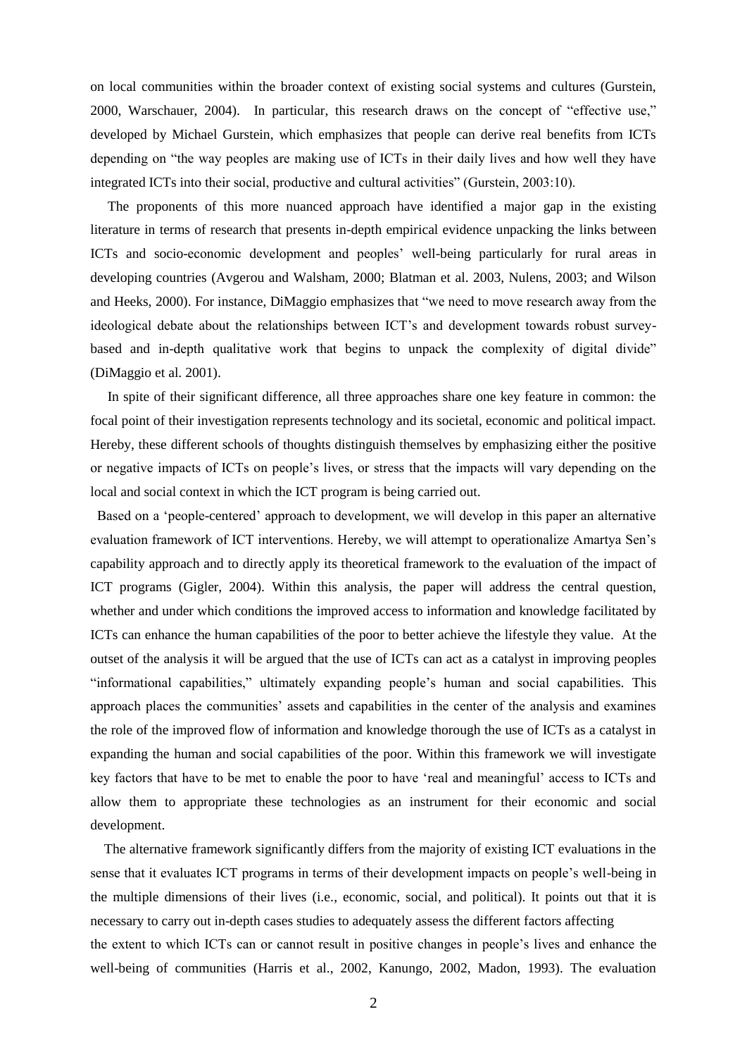on local communities within the broader context of existing social systems and cultures (Gurstein, 2000, Warschauer, 2004). In particular, this research draws on the concept of "effective use," developed by Michael Gurstein, which emphasizes that people can derive real benefits from ICTs depending on "the way peoples are making use of ICTs in their daily lives and how well they have integrated ICTs into their social, productive and cultural activities" (Gurstein, 2003:10).

The proponents of this more nuanced approach have identified a major gap in the existing literature in terms of research that presents in-depth empirical evidence unpacking the links between ICTs and socio-economic development and peoples' well-being particularly for rural areas in developing countries (Avgerou and Walsham, 2000; Blatman et al. 2003, Nulens, 2003; and Wilson and Heeks, 2000). For instance, DiMaggio emphasizes that "we need to move research away from the ideological debate about the relationships between ICT's and development towards robust survey-based and in-depth qualitative work that begins to unpack the complexity of digital divide" (DiMaggio et al. 2001).

In spite of their significant difference, all three approaches share one key feature in common: the focal point of their investigation represents technology and its societal, economic and political impact. Hereby, these different schools of thoughts distinguish themselves by emphasizing either the positive or negative impacts of ICTs on people's lives, or stress that the impacts will vary depending on the local and social context in which the ICT program is being carried out.

Based on a 'people-centered' approach to development, we will develop in this paper an alternative evaluation framework of ICT interventions. Hereby, we will attempt to operationalize Amartya Sen's capability approach and to directly apply its theoretical framework to the evaluation of the impact of ICT programs (Gigler, 2004). Within this analysis, the paper will address the central question, whether and under which conditions the improved access to information and knowledge facilitated by ICTs can enhance the human capabilities of the poor to better achieve the lifestyle they value. At the outset of the analysis it will be argued that the use of ICTs can act as a catalyst in improving peoples "informational capabilities," ultimately expanding people's human and social capabilities. This approach places the communities' assets and capabilities in the center of the analysis and examines the role of the improved flow of information and knowledge thorough the use of ICTs as a catalyst in expanding the human and social capabilities of the poor. Within this framework we will investigate key factors that have to be met to enable the poor to have 'real and meaningful' access to ICTs and allow them to appropriate these technologies as an instrument for their economic and social development.

The alternative framework significantly differs from the majority of existing ICT evaluations in the sense that it evaluates ICT programs in terms of their development impacts on people's well-being in the multiple dimensions of their lives (i.e., economic, social, and political). It points out that it is necessary to carry out in-depth cases studies to adequately assess the different factors affecting the extent to which ICTs can or cannot result in positive changes in people's lives and enhance the well-being of communities (Harris et al., 2002, Kanungo, 2002, Madon, 1993). The evaluation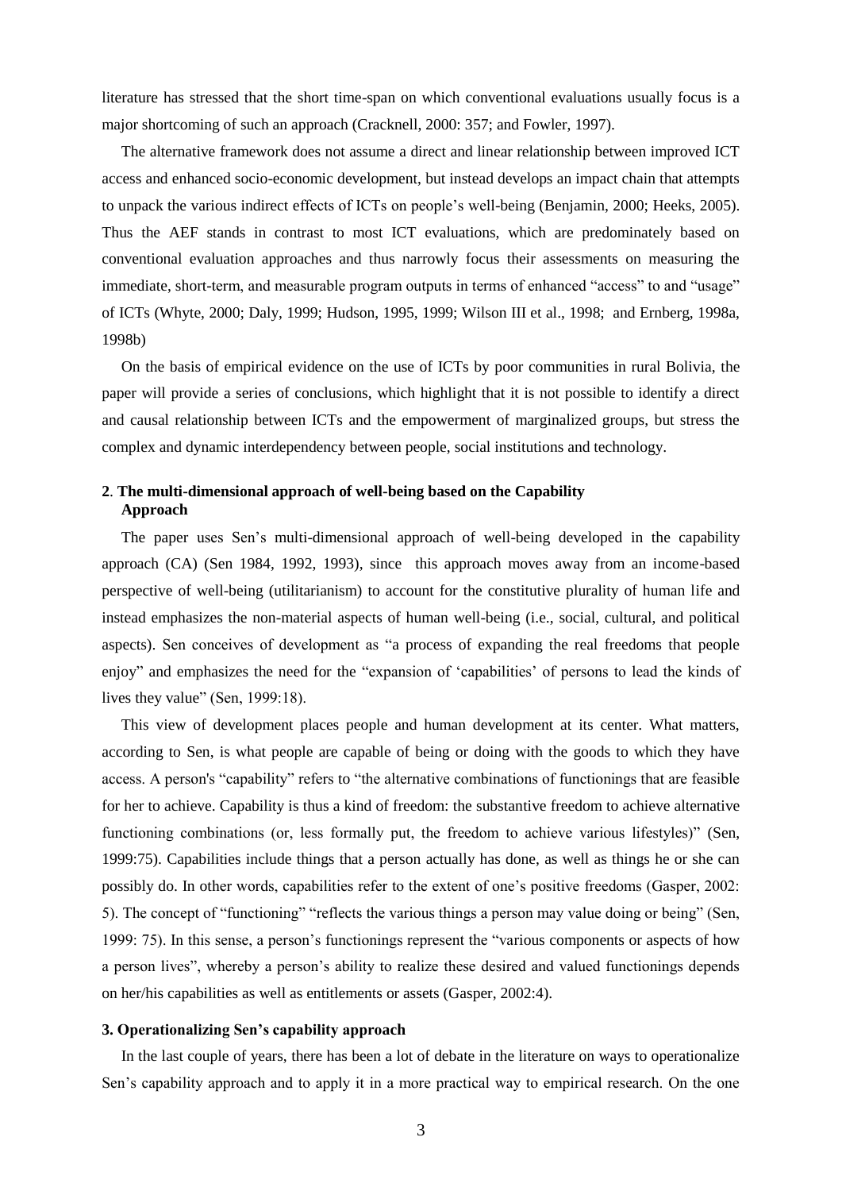literature has stressed that the short time-span on which conventional evaluations usually focus is a major shortcoming of such an approach (Cracknell, 2000: 357; and Fowler, 1997).

The alternative framework does not assume a direct and linear relationship between improved ICT access and enhanced socio-economic development, but instead develops an impact chain that attempts to unpack the various indirect effects of ICTs on people's well-being (Benjamin, 2000; Heeks, 2005). Thus the AEF stands in contrast to most ICT evaluations, which are predominately based on conventional evaluation approaches and thus narrowly focus their assessments on measuring the immediate, short-term, and measurable program outputs in terms of enhanced "access" to and "usage" of ICTs (Whyte, 2000; Daly, 1999; Hudson, 1995, 1999; Wilson III et al., 1998; and Ernberg, 1998a, 1998b)

On the basis of empirical evidence on the use of ICTs by poor communities in rural Bolivia, the paper will provide a series of conclusions, which highlight that it is not possible to identify a direct and causal relationship between ICTs and the empowerment of marginalized groups, but stress the complex and dynamic interdependency between people, social institutions and technology.

## 2. The multi-dimensional approach of well-being based on the Capability Approach

The paper uses Sen's multi-dimensional approach of well-being developed in the capability approach (CA) (Sen 1984, 1992, 1993), since this approach moves away from an income-based perspective of well-being (utilitarianism) to account for the constitutive plurality of human life and instead emphasizes the non-material aspects of human well-being (i.e., social, cultural, and political aspects). Sen conceives of development as "a process of expanding the real freedoms that people enjoy" and emphasizes the need for the "expansion of 'capabilities' of persons to lead the kinds of lives they value" (Sen, 1999:18).

This view of development places people and human development at its center. What matters, according to Sen, is what people are capable of being or doing with the goods to which they have access. A person's "capability" refers to "the alternative combinations of functionings that are feasible for her to achieve. Capability is thus a kind of freedom: the substantive freedom to achieve alternative functioning combinations (or, less formally put, the freedom to achieve various lifestyles)" (Sen, 1999:75). Capabilities include things that a person actually has done, as well as things he or she can possibly do. In other words, capabilities refer to the extent of one's positive freedoms (Gasper, 2002: 5). The concept of "functioning" "reflects the various things a person may value doing or being" (Sen, 1999: 75). In this sense, a person's functionings represent the "various components or aspects of how a person lives", whereby a person's ability to realize these desired and valued functionings depends on her/his capabilities as well as entitlements or assets (Gasper, 2002:4).

## 3. Operationalizing Sen's capability approach

In the last couple of years, there has been a lot of debate in the literature on ways to operationalize Sen's capability approach and to apply it in a more practical way to empirical research. On the one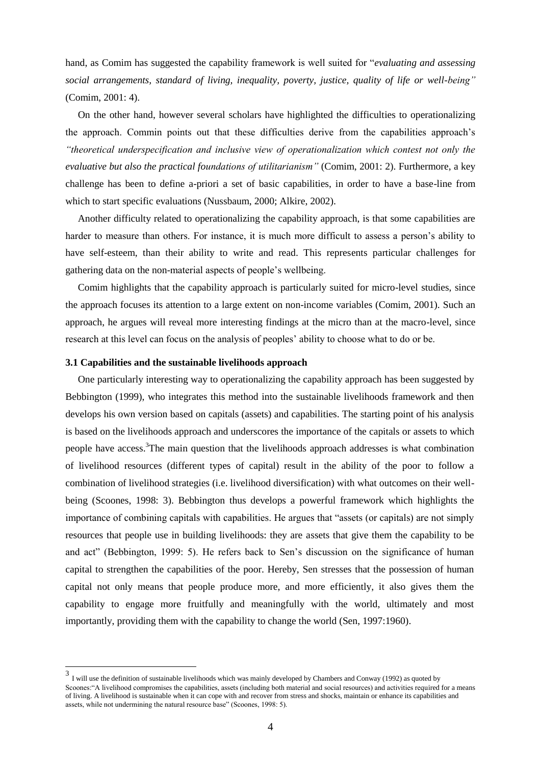hand, as Comim has suggested the capability framework is well suited for "*evaluating and assessing social arrangements, standard of living, inequality, poverty, justice, quality of life or well-being"* (Comim, 2001: 4).

On the other hand, however several scholars have highlighted the difficulties to operationalizing the approach. Commin points out that these difficulties derive from the capabilities approach's *"theoretical underspecification and inclusive view of operationalization which contest not only the evaluative but also the practical foundations of utilitarianism"* (Comim, 2001: 2). Furthermore, a key challenge has been to define a-priori a set of basic capabilities, in order to have a base-line from which to start specific evaluations (Nussbaum, 2000; Alkire, 2002).

Another difficulty related to operationalizing the capability approach, is that some capabilities are harder to measure than others. For instance, it is much more difficult to assess a person's ability to have self-esteem, than their ability to write and read. This represents particular challenges for gathering data on the non-material aspects of people's wellbeing.

Comim highlights that the capability approach is particularly suited for micro-level studies, since the approach focuses its attention to a large extent on non-income variables (Comim, 2001). Such an approach, he argues will reveal more interesting findings at the micro than at the macro-level, since research at this level can focus on the analysis of peoples' ability to choose what to do or be.

### 3.1 Capabilities and the sustainable livelihoods approach

One particularly interesting way to operationalizing the capability approach has been suggested by Bebbington (1999), who integrates this method into the sustainable livelihoods framework and then develops his own version based on capitals (assets) and capabilities. The starting point of his analysis is based on the livelihoods approach and underscores the importance of the capitals or assets to which people have access.[3] The main question that the livelihoods approach addresses is what combination of livelihood resources (different types of capital) result in the ability of the poor to follow a combination of livelihood strategies (i.e. livelihood diversification) with what outcomes on their well-being (Scoones, 1998: 3). Bebbington thus develops a powerful framework which highlights the importance of combining capitals with capabilities. He argues that "assets (or capitals) are not simply resources that people use in building livelihoods: they are assets that give them the capability to be and act" (Bebbington, 1999: 5). He refers back to Sen's discussion on the significance of human capital to strengthen the capabilities of the poor. Hereby, Sen stresses that the possession of human capital not only means that people produce more, and more efficiently, it also gives them the capability to engage more fruitfully and meaningfully with the world, ultimately and most importantly, providing them with the capability to change the world (Sen, 1997:1960).

---

[3] I will use the definition of sustainable livelihoods which was mainly developed by Chambers and Conway (1992) as quoted by Scoones:"A livelihood compromises the capabilities, assets (including both material and social resources) and activities required for a means of living. A livelihood is sustainable when it can cope with and recover from stress and shocks, maintain or enhance its capabilities and assets, while not undermining the natural resource base" (Scoones, 1998: 5).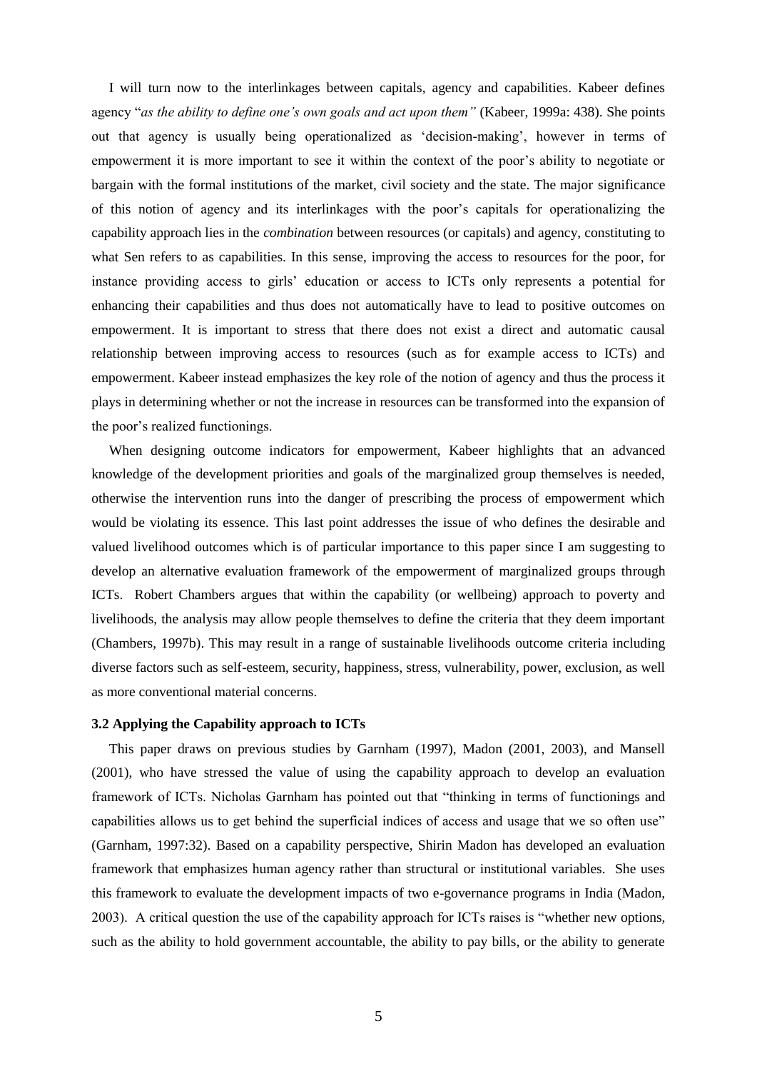I will turn now to the interlinkages between capitals, agency and capabilities. Kabeer defines agency "*as the ability to define one's own goals and act upon them"* (Kabeer, 1999a: 438). She points out that agency is usually being operationalized as 'decision-making', however in terms of empowerment it is more important to see it within the context of the poor's ability to negotiate or bargain with the formal institutions of the market, civil society and the state. The major significance of this notion of agency and its interlinkages with the poor's capitals for operationalizing the capability approach lies in the *combination* between resources (or capitals) and agency, constituting to what Sen refers to as capabilities. In this sense, improving the access to resources for the poor, for instance providing access to girls' education or access to ICTs only represents a potential for enhancing their capabilities and thus does not automatically have to lead to positive outcomes on empowerment. It is important to stress that there does not exist a direct and automatic causal relationship between improving access to resources (such as for example access to ICTs) and empowerment. Kabeer instead emphasizes the key role of the notion of agency and thus the process it plays in determining whether or not the increase in resources can be transformed into the expansion of the poor's realized functionings.

When designing outcome indicators for empowerment, Kabeer highlights that an advanced knowledge of the development priorities and goals of the marginalized group themselves is needed, otherwise the intervention runs into the danger of prescribing the process of empowerment which would be violating its essence. This last point addresses the issue of who defines the desirable and valued livelihood outcomes which is of particular importance to this paper since I am suggesting to develop an alternative evaluation framework of the empowerment of marginalized groups through ICTs. Robert Chambers argues that within the capability (or wellbeing) approach to poverty and livelihoods, the analysis may allow people themselves to define the criteria that they deem important (Chambers, 1997b). This may result in a range of sustainable livelihoods outcome criteria including diverse factors such as self-esteem, security, happiness, stress, vulnerability, power, exclusion, as well as more conventional material concerns.

### 3.2 Applying the Capability approach to ICTs

This paper draws on previous studies by Garnham (1997), Madon (2001, 2003), and Mansell (2001), who have stressed the value of using the capability approach to develop an evaluation framework of ICTs. Nicholas Garnham has pointed out that "thinking in terms of functionings and capabilities allows us to get behind the superficial indices of access and usage that we so often use" (Garnham, 1997:32). Based on a capability perspective, Shirin Madon has developed an evaluation framework that emphasizes human agency rather than structural or institutional variables. She uses this framework to evaluate the development impacts of two e-governance programs in India (Madon, 2003). A critical question the use of the capability approach for ICTs raises is "whether new options, such as the ability to hold government accountable, the ability to pay bills, or the ability to generate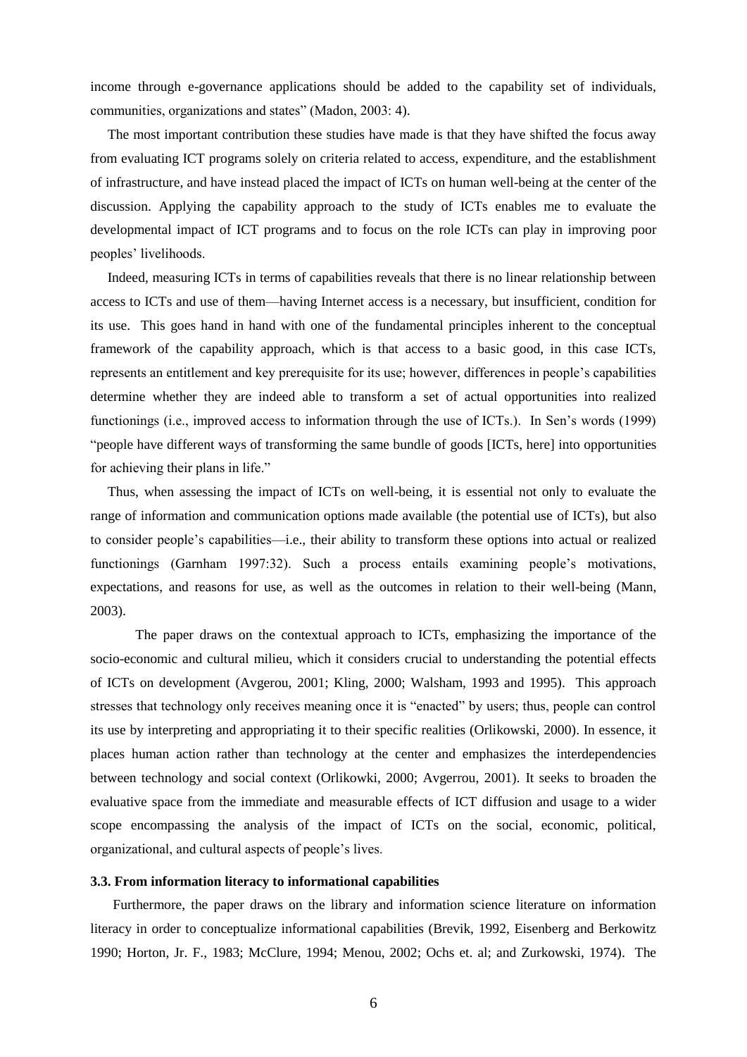income through e-governance applications should be added to the capability set of individuals, communities, organizations and states" (Madon, 2003: 4).

The most important contribution these studies have made is that they have shifted the focus away from evaluating ICT programs solely on criteria related to access, expenditure, and the establishment of infrastructure, and have instead placed the impact of ICTs on human well-being at the center of the discussion. Applying the capability approach to the study of ICTs enables me to evaluate the developmental impact of ICT programs and to focus on the role ICTs can play in improving poor peoples' livelihoods.

Indeed, measuring ICTs in terms of capabilities reveals that there is no linear relationship between access to ICTs and use of them—having Internet access is a necessary, but insufficient, condition for its use. This goes hand in hand with one of the fundamental principles inherent to the conceptual framework of the capability approach, which is that access to a basic good, in this case ICTs, represents an entitlement and key prerequisite for its use; however, differences in people's capabilities determine whether they are indeed able to transform a set of actual opportunities into realized functionings (i.e., improved access to information through the use of ICTs.). In Sen's words (1999) "people have different ways of transforming the same bundle of goods [ICTs, here] into opportunities for achieving their plans in life."

Thus, when assessing the impact of ICTs on well-being, it is essential not only to evaluate the range of information and communication options made available (the potential use of ICTs), but also to consider people's capabilities—i.e., their ability to transform these options into actual or realized functionings (Garnham 1997:32). Such a process entails examining people's motivations, expectations, and reasons for use, as well as the outcomes in relation to their well-being (Mann, 2003).

The paper draws on the contextual approach to ICTs, emphasizing the importance of the socio-economic and cultural milieu, which it considers crucial to understanding the potential effects of ICTs on development (Avgerou, 2001; Kling, 2000; Walsham, 1993 and 1995). This approach stresses that technology only receives meaning once it is "enacted" by users; thus, people can control its use by interpreting and appropriating it to their specific realities (Orlikowski, 2000). In essence, it places human action rather than technology at the center and emphasizes the interdependencies between technology and social context (Orlikowki, 2000; Avgerrou, 2001). It seeks to broaden the evaluative space from the immediate and measurable effects of ICT diffusion and usage to a wider scope encompassing the analysis of the impact of ICTs on the social, economic, political, organizational, and cultural aspects of people's lives.

### 3.3. From information literacy to informational capabilities

Furthermore, the paper draws on the library and information science literature on information literacy in order to conceptualize informational capabilities (Brevik, 1992, Eisenberg and Berkowitz 1990; Horton, Jr. F., 1983; McClure, 1994; Menou, 2002; Ochs et. al; and Zurkowski, 1974). The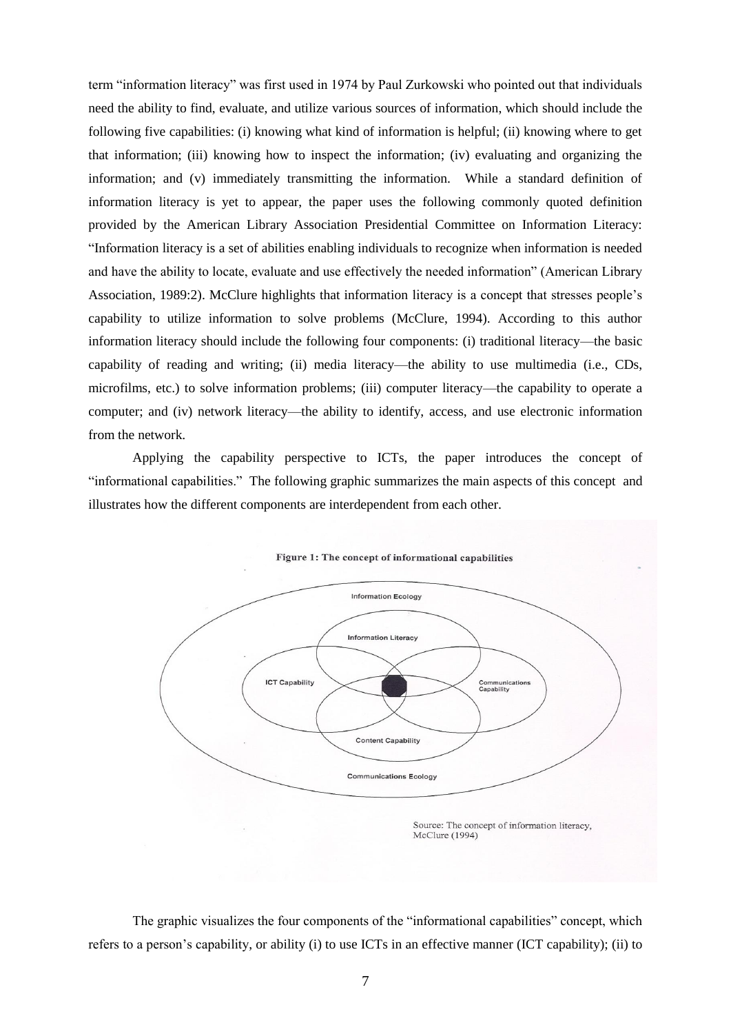term "information literacy" was first used in 1974 by Paul Zurkowski who pointed out that individuals need the ability to find, evaluate, and utilize various sources of information, which should include the following five capabilities: (i) knowing what kind of information is helpful; (ii) knowing where to get that information; (iii) knowing how to inspect the information; (iv) evaluating and organizing the information; and (v) immediately transmitting the information. While a standard definition of information literacy is yet to appear, the paper uses the following commonly quoted definition provided by the American Library Association Presidential Committee on Information Literacy: "Information literacy is a set of abilities enabling individuals to recognize when information is needed and have the ability to locate, evaluate and use effectively the needed information" (American Library Association, 1989:2). McClure highlights that information literacy is a concept that stresses people's capability to utilize information to solve problems (McClure, 1994). According to this author information literacy should include the following four components: (i) traditional literacy—the basic capability of reading and writing; (ii) media literacy—the ability to use multimedia (i.e., CDs, microfilms, etc.) to solve information problems; (iii) computer literacy—the capability to operate a computer; and (iv) network literacy—the ability to identify, access, and use electronic information from the network.

Applying the capability perspective to ICTs, the paper introduces the concept of "informational capabilities." The following graphic summarizes the main aspects of this concept and illustrates how the different components are interdependent from each other.

**Figure 1: The concept of informational capabilities**

Information Ecology

Information Literacy

ICT Capability

Communications Capability

Content Capability

Communications Ecology

Source: The concept of information literacy, McClure (1994)

The graphic visualizes the four components of the "informational capabilities" concept, which refers to a person's capability, or ability (i) to use ICTs in an effective manner (ICT capability); (ii) to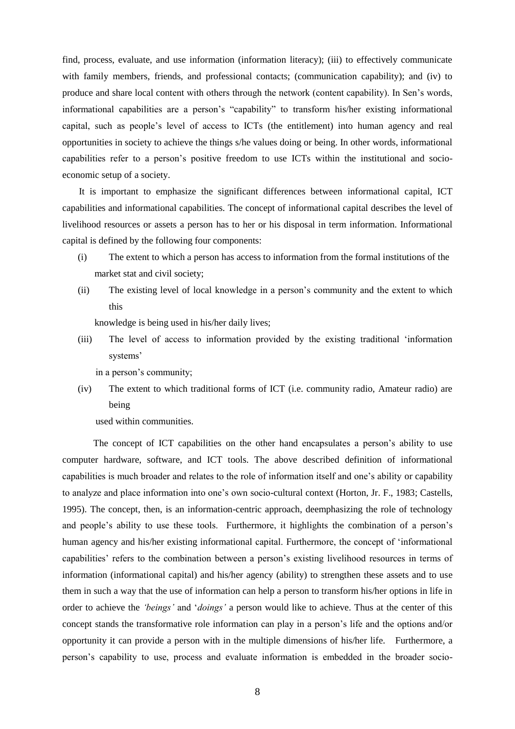find, process, evaluate, and use information (information literacy); (iii) to effectively communicate with family members, friends, and professional contacts; (communication capability); and (iv) to produce and share local content with others through the network (content capability). In Sen's words, informational capabilities are a person's "capability" to transform his/her existing informational capital, such as people's level of access to ICTs (the entitlement) into human agency and real opportunities in society to achieve the things s/he values doing or being. In other words, informational capabilities refer to a person's positive freedom to use ICTs within the institutional and socio-economic setup of a society.

It is important to emphasize the significant differences between informational capital, ICT capabilities and informational capabilities. The concept of informational capital describes the level of livelihood resources or assets a person has to her or his disposal in term information. Informational capital is defined by the following four components:

(i) The extent to which a person has access to information from the formal institutions of the market stat and civil society;

(ii) The existing level of local knowledge in a person's community and the extent to which this knowledge is being used in his/her daily lives;

(iii) The level of access to information provided by the existing traditional 'information systems' in a person's community;

(iv) The extent to which traditional forms of ICT (i.e. community radio, Amateur radio) are being used within communities.

The concept of ICT capabilities on the other hand encapsulates a person's ability to use computer hardware, software, and ICT tools. The above described definition of informational capabilities is much broader and relates to the role of information itself and one's ability or capability to analyze and place information into one's own socio-cultural context (Horton, Jr. F., 1983; Castells, 1995). The concept, then, is an information-centric approach, deemphasizing the role of technology and people's ability to use these tools. Furthermore, it highlights the combination of a person's human agency and his/her existing informational capital. Furthermore, the concept of 'informational capabilities' refers to the combination between a person's existing livelihood resources in terms of information (informational capital) and his/her agency (ability) to strengthen these assets and to use them in such a way that the use of information can help a person to transform his/her options in life in order to achieve the *'beings'* and '*doings'* a person would like to achieve. Thus at the center of this concept stands the transformative role information can play in a person's life and the options and/or opportunity it can provide a person with in the multiple dimensions of his/her life. Furthermore, a person's capability to use, process and evaluate information is embedded in the broader socio-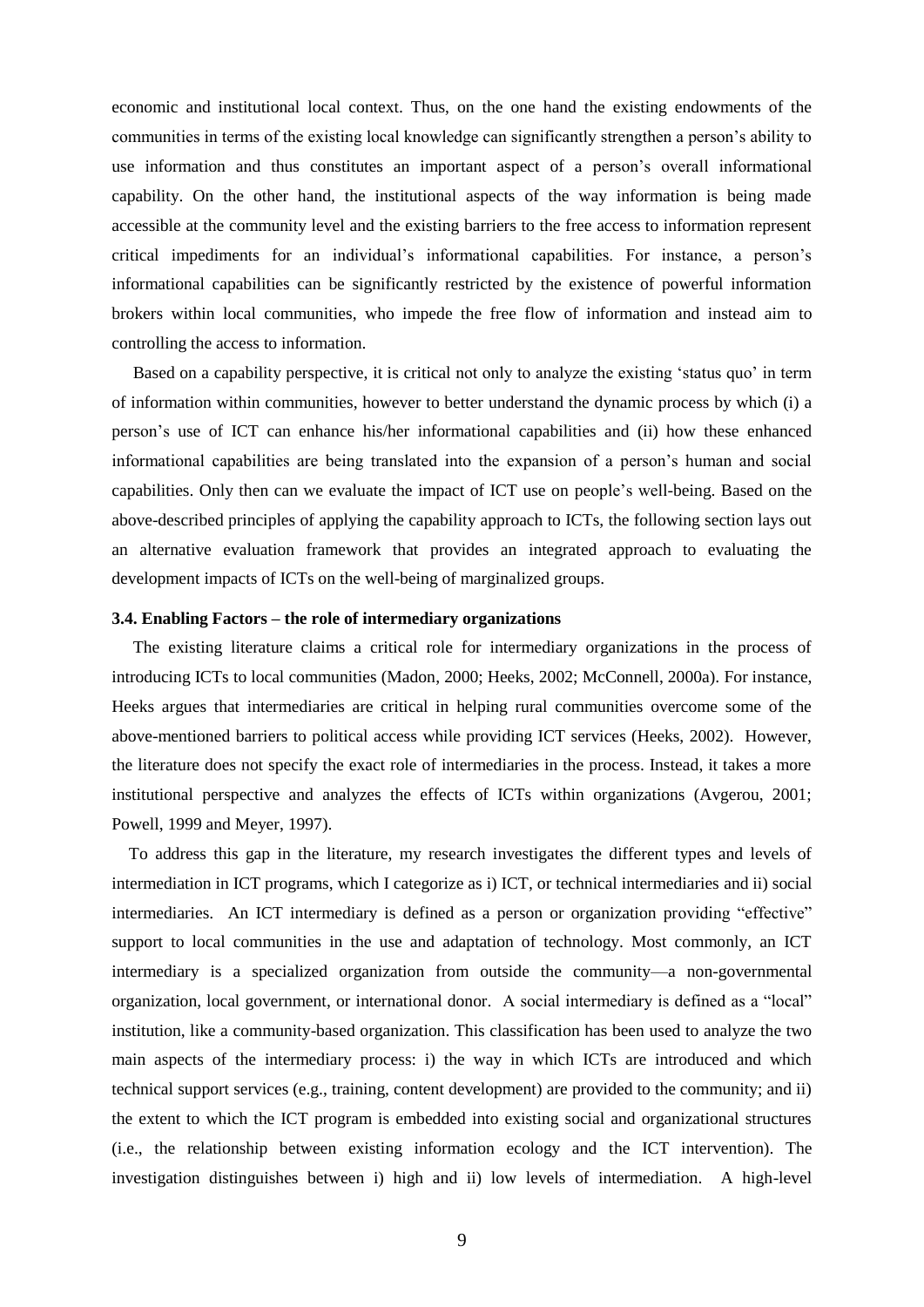economic and institutional local context. Thus, on the one hand the existing endowments of the communities in terms of the existing local knowledge can significantly strengthen a person's ability to use information and thus constitutes an important aspect of a person's overall informational capability. On the other hand, the institutional aspects of the way information is being made accessible at the community level and the existing barriers to the free access to information represent critical impediments for an individual's informational capabilities. For instance, a person's informational capabilities can be significantly restricted by the existence of powerful information brokers within local communities, who impede the free flow of information and instead aim to controlling the access to information.

Based on a capability perspective, it is critical not only to analyze the existing 'status quo' in term of information within communities, however to better understand the dynamic process by which (i) a person's use of ICT can enhance his/her informational capabilities and (ii) how these enhanced informational capabilities are being translated into the expansion of a person's human and social capabilities. Only then can we evaluate the impact of ICT use on people's well-being. Based on the above-described principles of applying the capability approach to ICTs, the following section lays out an alternative evaluation framework that provides an integrated approach to evaluating the development impacts of ICTs on the well-being of marginalized groups.

### 3.4. Enabling Factors – the role of intermediary organizations

The existing literature claims a critical role for intermediary organizations in the process of introducing ICTs to local communities (Madon, 2000; Heeks, 2002; McConnell, 2000a). For instance, Heeks argues that intermediaries are critical in helping rural communities overcome some of the above-mentioned barriers to political access while providing ICT services (Heeks, 2002). However, the literature does not specify the exact role of intermediaries in the process. Instead, it takes a more institutional perspective and analyzes the effects of ICTs within organizations (Avgerou, 2001; Powell, 1999 and Meyer, 1997).

To address this gap in the literature, my research investigates the different types and levels of intermediation in ICT programs, which I categorize as i) ICT, or technical intermediaries and ii) social intermediaries. An ICT intermediary is defined as a person or organization providing "effective" support to local communities in the use and adaptation of technology. Most commonly, an ICT intermediary is a specialized organization from outside the community—a non-governmental organization, local government, or international donor. A social intermediary is defined as a "local" institution, like a community-based organization. This classification has been used to analyze the two main aspects of the intermediary process: i) the way in which ICTs are introduced and which technical support services (e.g., training, content development) are provided to the community; and ii) the extent to which the ICT program is embedded into existing social and organizational structures (i.e., the relationship between existing information ecology and the ICT intervention). The investigation distinguishes between i) high and ii) low levels of intermediation. A high-level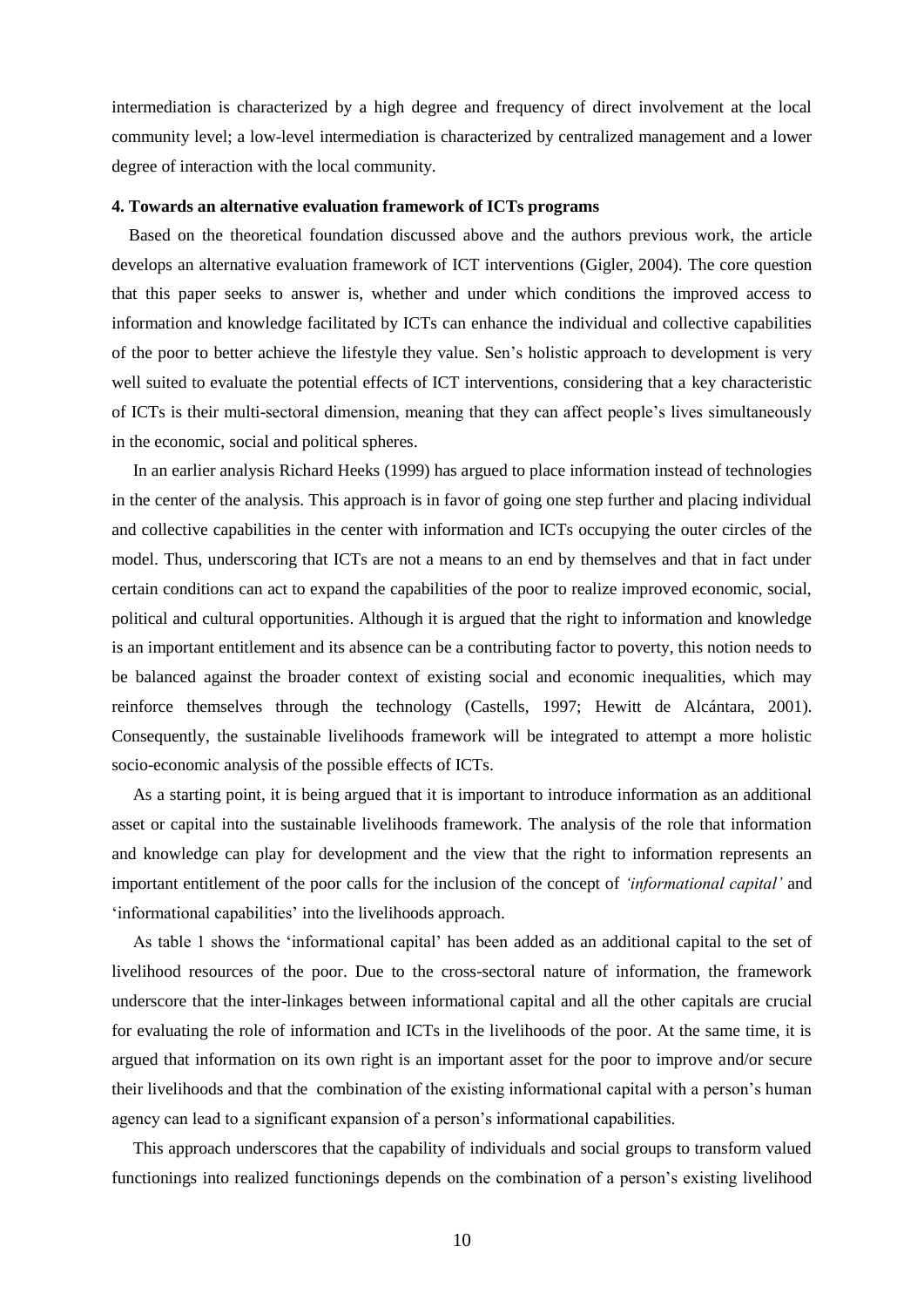intermediation is characterized by a high degree and frequency of direct involvement at the local community level; a low-level intermediation is characterized by centralized management and a lower degree of interaction with the local community.

## 4. Towards an alternative evaluation framework of ICTs programs

Based on the theoretical foundation discussed above and the authors previous work, the article develops an alternative evaluation framework of ICT interventions (Gigler, 2004). The core question that this paper seeks to answer is, whether and under which conditions the improved access to information and knowledge facilitated by ICTs can enhance the individual and collective capabilities of the poor to better achieve the lifestyle they value. Sen's holistic approach to development is very well suited to evaluate the potential effects of ICT interventions, considering that a key characteristic of ICTs is their multi-sectoral dimension, meaning that they can affect people's lives simultaneously in the economic, social and political spheres.

In an earlier analysis Richard Heeks (1999) has argued to place information instead of technologies in the center of the analysis. This approach is in favor of going one step further and placing individual and collective capabilities in the center with information and ICTs occupying the outer circles of the model. Thus, underscoring that ICTs are not a means to an end by themselves and that in fact under certain conditions can act to expand the capabilities of the poor to realize improved economic, social, political and cultural opportunities. Although it is argued that the right to information and knowledge is an important entitlement and its absence can be a contributing factor to poverty, this notion needs to be balanced against the broader context of existing social and economic inequalities, which may reinforce themselves through the technology (Castells, 1997; Hewitt de Alcántara, 2001). Consequently, the sustainable livelihoods framework will be integrated to attempt a more holistic socio-economic analysis of the possible effects of ICTs.

As a starting point, it is being argued that it is important to introduce information as an additional asset or capital into the sustainable livelihoods framework. The analysis of the role that information and knowledge can play for development and the view that the right to information represents an important entitlement of the poor calls for the inclusion of the concept of *'informational capital'* and 'informational capabilities' into the livelihoods approach.

As table 1 shows the 'informational capital' has been added as an additional capital to the set of livelihood resources of the poor. Due to the cross-sectoral nature of information, the framework underscore that the inter-linkages between informational capital and all the other capitals are crucial for evaluating the role of information and ICTs in the livelihoods of the poor. At the same time, it is argued that information on its own right is an important asset for the poor to improve and/or secure their livelihoods and that the combination of the existing informational capital with a person's human agency can lead to a significant expansion of a person's informational capabilities.

This approach underscores that the capability of individuals and social groups to transform valued functionings into realized functionings depends on the combination of a person's existing livelihood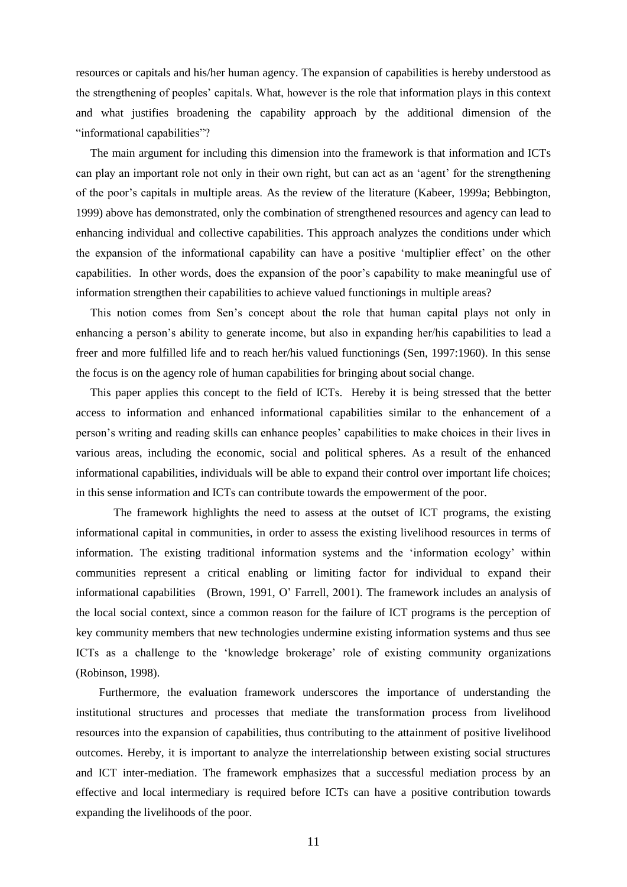resources or capitals and his/her human agency. The expansion of capabilities is hereby understood as the strengthening of peoples' capitals. What, however is the role that information plays in this context and what justifies broadening the capability approach by the additional dimension of the "informational capabilities"?

The main argument for including this dimension into the framework is that information and ICTs can play an important role not only in their own right, but can act as an 'agent' for the strengthening of the poor's capitals in multiple areas. As the review of the literature (Kabeer, 1999a; Bebbington, 1999) above has demonstrated, only the combination of strengthened resources and agency can lead to enhancing individual and collective capabilities. This approach analyzes the conditions under which the expansion of the informational capability can have a positive 'multiplier effect' on the other capabilities. In other words, does the expansion of the poor's capability to make meaningful use of information strengthen their capabilities to achieve valued functionings in multiple areas?

This notion comes from Sen's concept about the role that human capital plays not only in enhancing a person's ability to generate income, but also in expanding her/his capabilities to lead a freer and more fulfilled life and to reach her/his valued functionings (Sen, 1997:1960). In this sense the focus is on the agency role of human capabilities for bringing about social change.

This paper applies this concept to the field of ICTs. Hereby it is being stressed that the better access to information and enhanced informational capabilities similar to the enhancement of a person's writing and reading skills can enhance peoples' capabilities to make choices in their lives in various areas, including the economic, social and political spheres. As a result of the enhanced informational capabilities, individuals will be able to expand their control over important life choices; in this sense information and ICTs can contribute towards the empowerment of the poor.

The framework highlights the need to assess at the outset of ICT programs, the existing informational capital in communities, in order to assess the existing livelihood resources in terms of information. The existing traditional information systems and the 'information ecology' within communities represent a critical enabling or limiting factor for individual to expand their informational capabilities (Brown, 1991, O' Farrell, 2001). The framework includes an analysis of the local social context, since a common reason for the failure of ICT programs is the perception of key community members that new technologies undermine existing information systems and thus see ICTs as a challenge to the 'knowledge brokerage' role of existing community organizations (Robinson, 1998).

Furthermore, the evaluation framework underscores the importance of understanding the institutional structures and processes that mediate the transformation process from livelihood resources into the expansion of capabilities, thus contributing to the attainment of positive livelihood outcomes. Hereby, it is important to analyze the interrelationship between existing social structures and ICT inter-mediation. The framework emphasizes that a successful mediation process by an effective and local intermediary is required before ICTs can have a positive contribution towards expanding the livelihoods of the poor.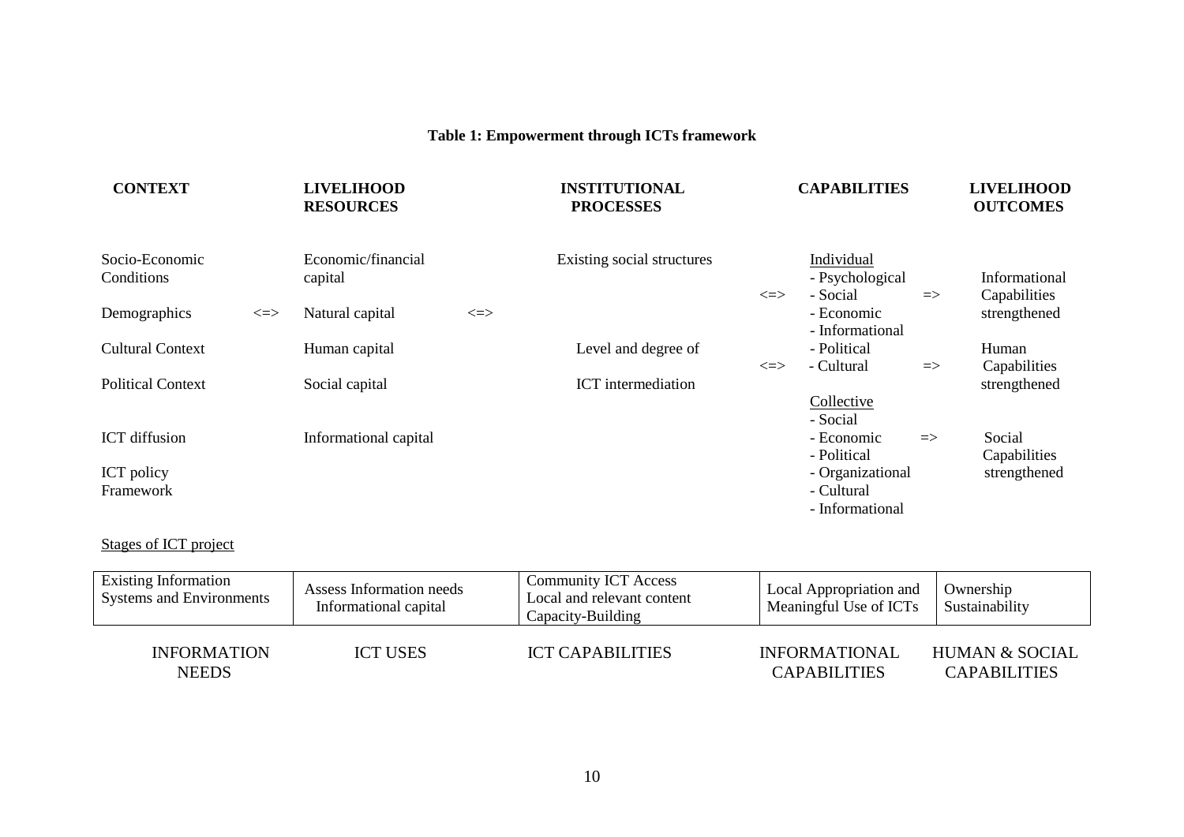**Table 1: Empowerment through ICTs framework**

| CONTEXT | | LIVELIHOOD RESOURCES | | INSTITUTIONAL PROCESSES | | CAPABILITIES | | LIVELIHOOD OUTCOMES |
|---|---|---|---|---|---|---|---|---|
| Socio-Economic Conditions | | Economic/financial capital | | Existing social structures | <=> | Individual<br>- Psychological<br>- Social<br>- Economic<br>- Informational | => | Informational Capabilities strengthened |
| Demographics | <=> | Natural capital | <=> | | | | | |
| Cultural Context | | Human capital | | Level and degree of ICT intermediation | <=> | - Political<br>- Cultural | => | Human Capabilities strengthened |
| Political Context | | Social capital | | | | | | |
| ICT diffusion | | Informational capital | | | | Collective<br>- Social<br>- Economic<br>- Political<br>- Organizational<br>- Cultural<br>- Informational | => | Social Capabilities strengthened |
| ICT policy Framework | | | | | | | | |

Stages of ICT project

| Existing Information Systems and Environments | Assess Information needs Informational capital | Community ICT Access Local and relevant content Capacity-Building | Local Appropriation and Meaningful Use of ICTs | Ownership Sustainability |
|---|---|---|---|---|
| INFORMATION NEEDS | ICT USES | ICT CAPABILITIES | INFORMATIONAL CAPABILITIES | HUMAN & SOCIAL CAPABILITIES |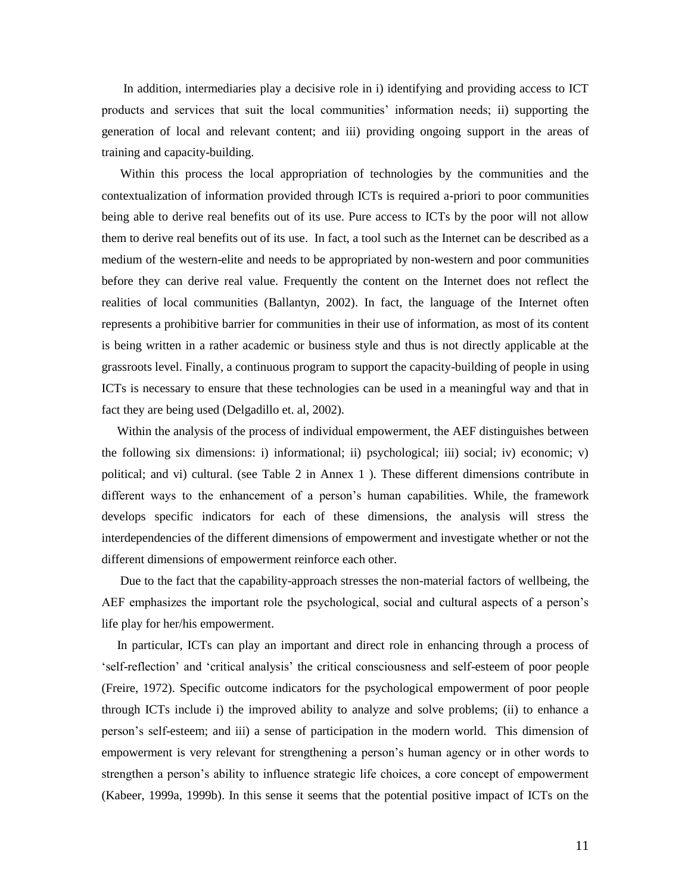In addition, intermediaries play a decisive role in i) identifying and providing access to ICT products and services that suit the local communities' information needs; ii) supporting the generation of local and relevant content; and iii) providing ongoing support in the areas of training and capacity-building.

Within this process the local appropriation of technologies by the communities and the contextualization of information provided through ICTs is required a-priori to poor communities being able to derive real benefits out of its use. Pure access to ICTs by the poor will not allow them to derive real benefits out of its use. In fact, a tool such as the Internet can be described as a medium of the western-elite and needs to be appropriated by non-western and poor communities before they can derive real value. Frequently the content on the Internet does not reflect the realities of local communities (Ballantyn, 2002). In fact, the language of the Internet often represents a prohibitive barrier for communities in their use of information, as most of its content is being written in a rather academic or business style and thus is not directly applicable at the grassroots level. Finally, a continuous program to support the capacity-building of people in using ICTs is necessary to ensure that these technologies can be used in a meaningful way and that in fact they are being used (Delgadillo et. al, 2002).

Within the analysis of the process of individual empowerment, the AEF distinguishes between the following six dimensions: i) informational; ii) psychological; iii) social; iv) economic; v) political; and vi) cultural. (see Table 2 in Annex 1 ). These different dimensions contribute in different ways to the enhancement of a person's human capabilities. While, the framework develops specific indicators for each of these dimensions, the analysis will stress the interdependencies of the different dimensions of empowerment and investigate whether or not the different dimensions of empowerment reinforce each other.

Due to the fact that the capability-approach stresses the non-material factors of wellbeing, the AEF emphasizes the important role the psychological, social and cultural aspects of a person's life play for her/his empowerment.

In particular, ICTs can play an important and direct role in enhancing through a process of 'self-reflection' and 'critical analysis' the critical consciousness and self-esteem of poor people (Freire, 1972). Specific outcome indicators for the psychological empowerment of poor people through ICTs include i) the improved ability to analyze and solve problems; (ii) to enhance a person's self-esteem; and iii) a sense of participation in the modern world. This dimension of empowerment is very relevant for strengthening a person's human agency or in other words to strengthen a person's ability to influence strategic life choices, a core concept of empowerment (Kabeer, 1999a, 1999b). In this sense it seems that the potential positive impact of ICTs on the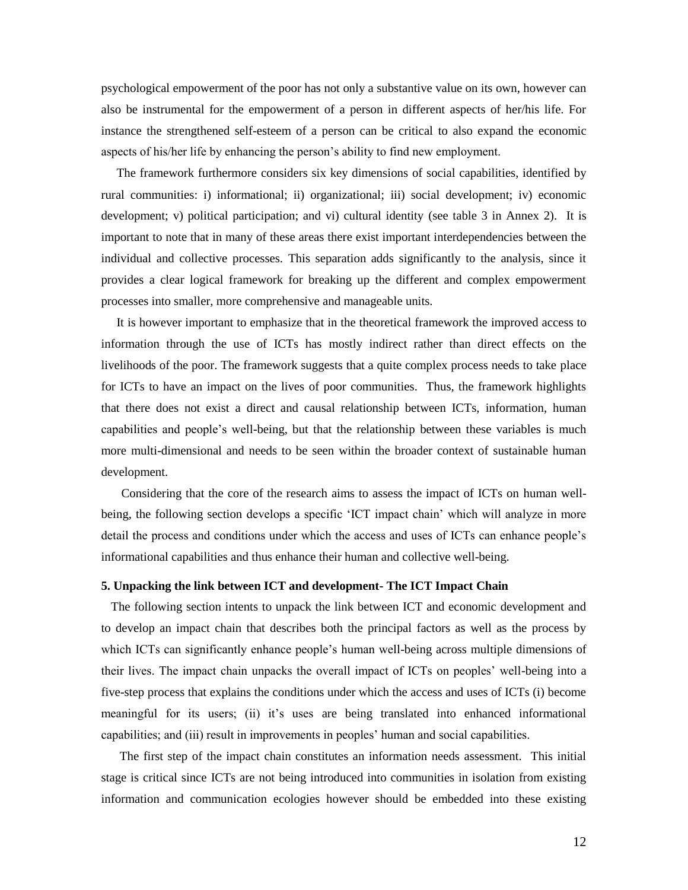psychological empowerment of the poor has not only a substantive value on its own, however can also be instrumental for the empowerment of a person in different aspects of her/his life. For instance the strengthened self-esteem of a person can be critical to also expand the economic aspects of his/her life by enhancing the person's ability to find new employment.

The framework furthermore considers six key dimensions of social capabilities, identified by rural communities: i) informational; ii) organizational; iii) social development; iv) economic development; v) political participation; and vi) cultural identity (see table 3 in Annex 2). It is important to note that in many of these areas there exist important interdependencies between the individual and collective processes. This separation adds significantly to the analysis, since it provides a clear logical framework for breaking up the different and complex empowerment processes into smaller, more comprehensive and manageable units.

It is however important to emphasize that in the theoretical framework the improved access to information through the use of ICTs has mostly indirect rather than direct effects on the livelihoods of the poor. The framework suggests that a quite complex process needs to take place for ICTs to have an impact on the lives of poor communities. Thus, the framework highlights that there does not exist a direct and causal relationship between ICTs, information, human capabilities and people's well-being, but that the relationship between these variables is much more multi-dimensional and needs to be seen within the broader context of sustainable human development.

Considering that the core of the research aims to assess the impact of ICTs on human well-being, the following section develops a specific 'ICT impact chain' which will analyze in more detail the process and conditions under which the access and uses of ICTs can enhance people's informational capabilities and thus enhance their human and collective well-being.

## 5. Unpacking the link between ICT and development- The ICT Impact Chain

The following section intents to unpack the link between ICT and economic development and to develop an impact chain that describes both the principal factors as well as the process by which ICTs can significantly enhance people's human well-being across multiple dimensions of their lives. The impact chain unpacks the overall impact of ICTs on peoples' well-being into a five-step process that explains the conditions under which the access and uses of ICTs (i) become meaningful for its users; (ii) it's uses are being translated into enhanced informational capabilities; and (iii) result in improvements in peoples' human and social capabilities.

The first step of the impact chain constitutes an information needs assessment. This initial stage is critical since ICTs are not being introduced into communities in isolation from existing information and communication ecologies however should be embedded into these existing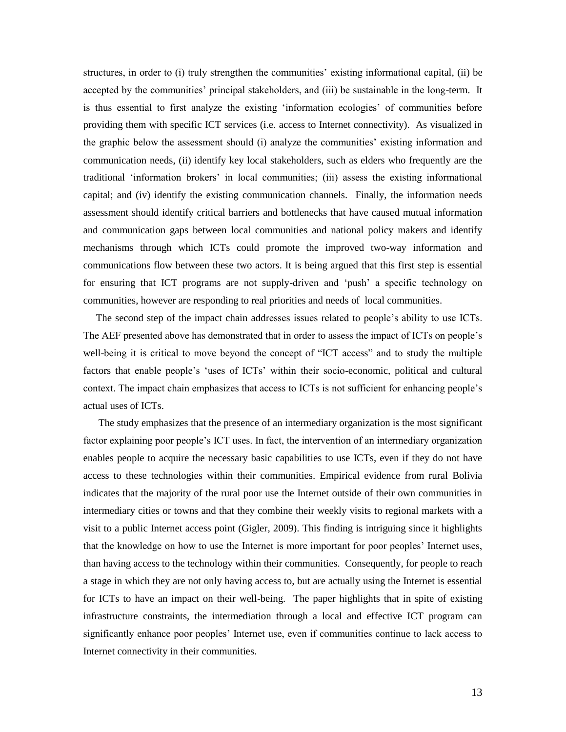structures, in order to (i) truly strengthen the communities' existing informational capital, (ii) be accepted by the communities' principal stakeholders, and (iii) be sustainable in the long-term. It is thus essential to first analyze the existing 'information ecologies' of communities before providing them with specific ICT services (i.e. access to Internet connectivity). As visualized in the graphic below the assessment should (i) analyze the communities' existing information and communication needs, (ii) identify key local stakeholders, such as elders who frequently are the traditional 'information brokers' in local communities; (iii) assess the existing informational capital; and (iv) identify the existing communication channels. Finally, the information needs assessment should identify critical barriers and bottlenecks that have caused mutual information and communication gaps between local communities and national policy makers and identify mechanisms through which ICTs could promote the improved two-way information and communications flow between these two actors. It is being argued that this first step is essential for ensuring that ICT programs are not supply-driven and 'push' a specific technology on communities, however are responding to real priorities and needs of local communities.

The second step of the impact chain addresses issues related to people's ability to use ICTs. The AEF presented above has demonstrated that in order to assess the impact of ICTs on people's well-being it is critical to move beyond the concept of "ICT access" and to study the multiple factors that enable people's 'uses of ICTs' within their socio-economic, political and cultural context. The impact chain emphasizes that access to ICTs is not sufficient for enhancing people's actual uses of ICTs.

The study emphasizes that the presence of an intermediary organization is the most significant factor explaining poor people's ICT uses. In fact, the intervention of an intermediary organization enables people to acquire the necessary basic capabilities to use ICTs, even if they do not have access to these technologies within their communities. Empirical evidence from rural Bolivia indicates that the majority of the rural poor use the Internet outside of their own communities in intermediary cities or towns and that they combine their weekly visits to regional markets with a visit to a public Internet access point (Gigler, 2009). This finding is intriguing since it highlights that the knowledge on how to use the Internet is more important for poor peoples' Internet uses, than having access to the technology within their communities. Consequently, for people to reach a stage in which they are not only having access to, but are actually using the Internet is essential for ICTs to have an impact on their well-being. The paper highlights that in spite of existing infrastructure constraints, the intermediation through a local and effective ICT program can significantly enhance poor peoples' Internet use, even if communities continue to lack access to Internet connectivity in their communities.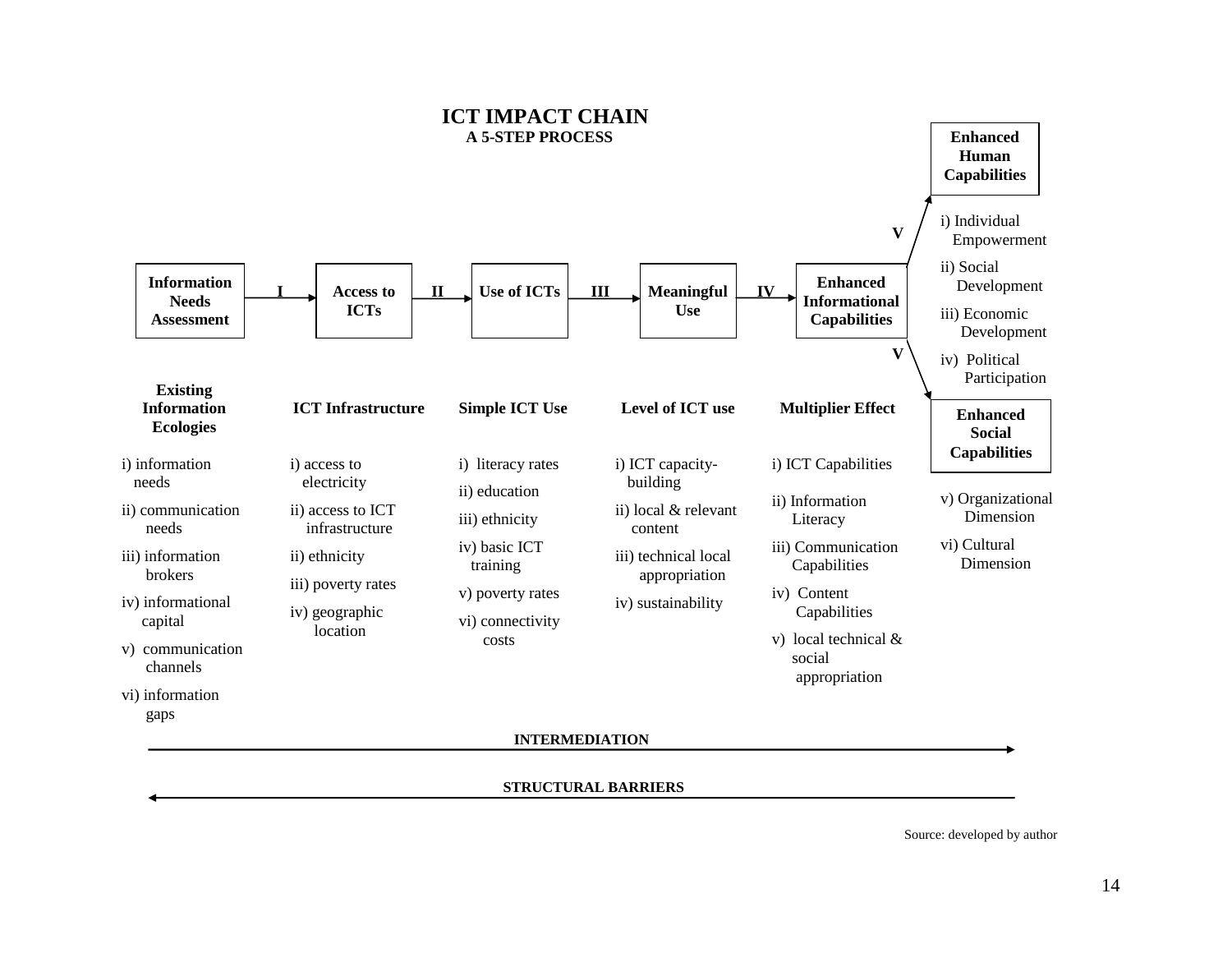## ICT IMPACT CHAIN

### A 5-STEP PROCESS

**Information Needs Assessment** → I → **Access to ICTs** → II → **Use of ICTs** → III → **Meaningful Use** → IV → **Enhanced Informational Capabilities** → V → **Enhanced Human Capabilities** / **Enhanced Social Capabilities**

| Existing Information Ecologies | ICT Infrastructure | Simple ICT Use | Level of ICT use | Multiplier Effect |
|---|---|---|---|---|
| i) information needs | i) access to electricity | i) literacy rates | i) ICT capacity-building | i) ICT Capabilities |
| ii) communication needs | ii) access to ICT infrastructure | ii) education | ii) local & relevant content | ii) Information Literacy |
| iii) information brokers | ii) ethnicity | iii) ethnicity | iii) technical local appropriation | iii) Communication Capabilities |
| iv) informational capital | iii) poverty rates | iv) basic ICT training | iv) sustainability | iv) Content Capabilities |
| v) communication channels | iv) geographic location | v) poverty rates | | v) local technical & social appropriation |
| vi) information gaps | | vi) connectivity costs | | |

**Enhanced Human Capabilities**

i) Individual Empowerment

ii) Social Development

iii) Economic Development

iv) Political Participation

**Enhanced Social Capabilities**

v) Organizational Dimension

vi) Cultural Dimension

**INTERMEDIATION** →

← **STRUCTURAL BARRIERS**

Source: developed by author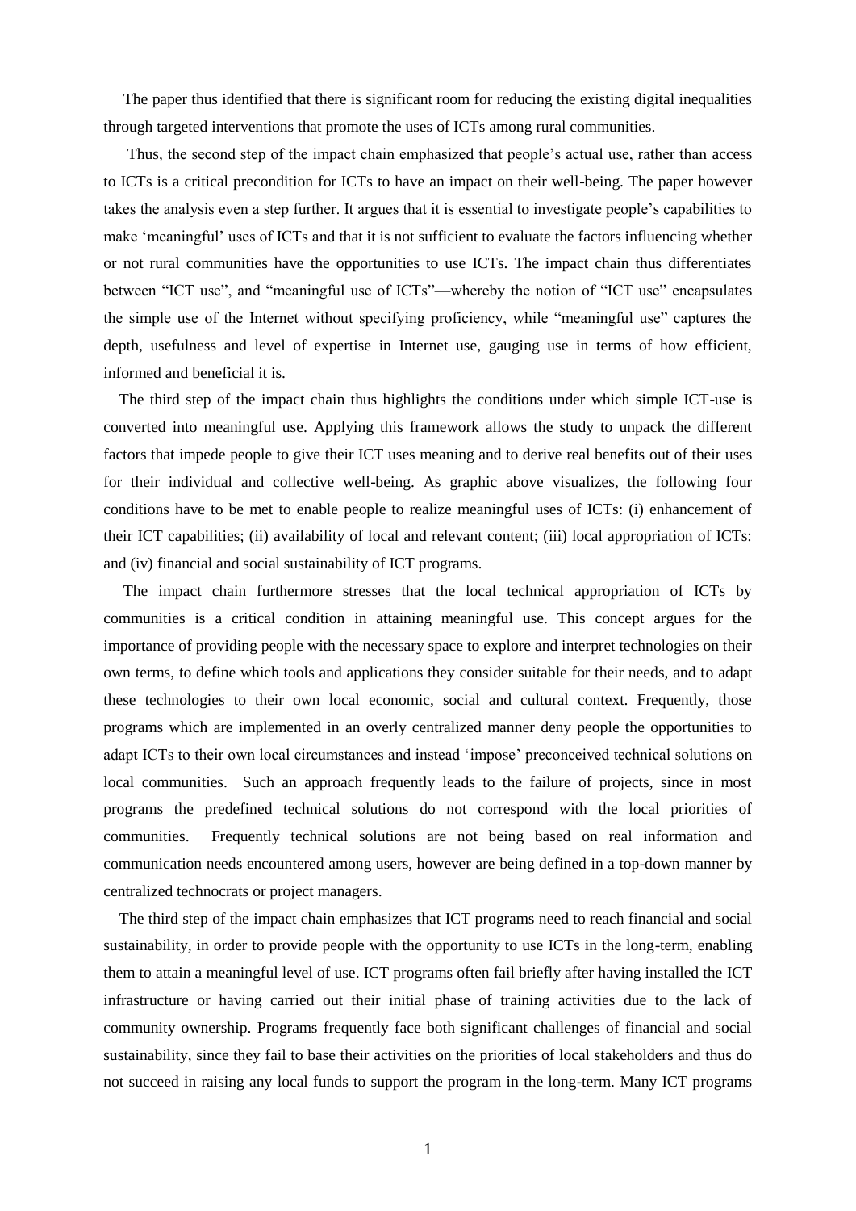The paper thus identified that there is significant room for reducing the existing digital inequalities through targeted interventions that promote the uses of ICTs among rural communities.

Thus, the second step of the impact chain emphasized that people's actual use, rather than access to ICTs is a critical precondition for ICTs to have an impact on their well-being. The paper however takes the analysis even a step further. It argues that it is essential to investigate people's capabilities to make 'meaningful' uses of ICTs and that it is not sufficient to evaluate the factors influencing whether or not rural communities have the opportunities to use ICTs. The impact chain thus differentiates between "ICT use", and "meaningful use of ICTs"—whereby the notion of "ICT use" encapsulates the simple use of the Internet without specifying proficiency, while "meaningful use" captures the depth, usefulness and level of expertise in Internet use, gauging use in terms of how efficient, informed and beneficial it is.

The third step of the impact chain thus highlights the conditions under which simple ICT-use is converted into meaningful use. Applying this framework allows the study to unpack the different factors that impede people to give their ICT uses meaning and to derive real benefits out of their uses for their individual and collective well-being. As graphic above visualizes, the following four conditions have to be met to enable people to realize meaningful uses of ICTs: (i) enhancement of their ICT capabilities; (ii) availability of local and relevant content; (iii) local appropriation of ICTs: and (iv) financial and social sustainability of ICT programs.

The impact chain furthermore stresses that the local technical appropriation of ICTs by communities is a critical condition in attaining meaningful use. This concept argues for the importance of providing people with the necessary space to explore and interpret technologies on their own terms, to define which tools and applications they consider suitable for their needs, and to adapt these technologies to their own local economic, social and cultural context. Frequently, those programs which are implemented in an overly centralized manner deny people the opportunities to adapt ICTs to their own local circumstances and instead 'impose' preconceived technical solutions on local communities. Such an approach frequently leads to the failure of projects, since in most programs the predefined technical solutions do not correspond with the local priorities of communities. Frequently technical solutions are not being based on real information and communication needs encountered among users, however are being defined in a top-down manner by centralized technocrats or project managers.

The third step of the impact chain emphasizes that ICT programs need to reach financial and social sustainability, in order to provide people with the opportunity to use ICTs in the long-term, enabling them to attain a meaningful level of use. ICT programs often fail briefly after having installed the ICT infrastructure or having carried out their initial phase of training activities due to the lack of community ownership. Programs frequently face both significant challenges of financial and social sustainability, since they fail to base their activities on the priorities of local stakeholders and thus do not succeed in raising any local funds to support the program in the long-term. Many ICT programs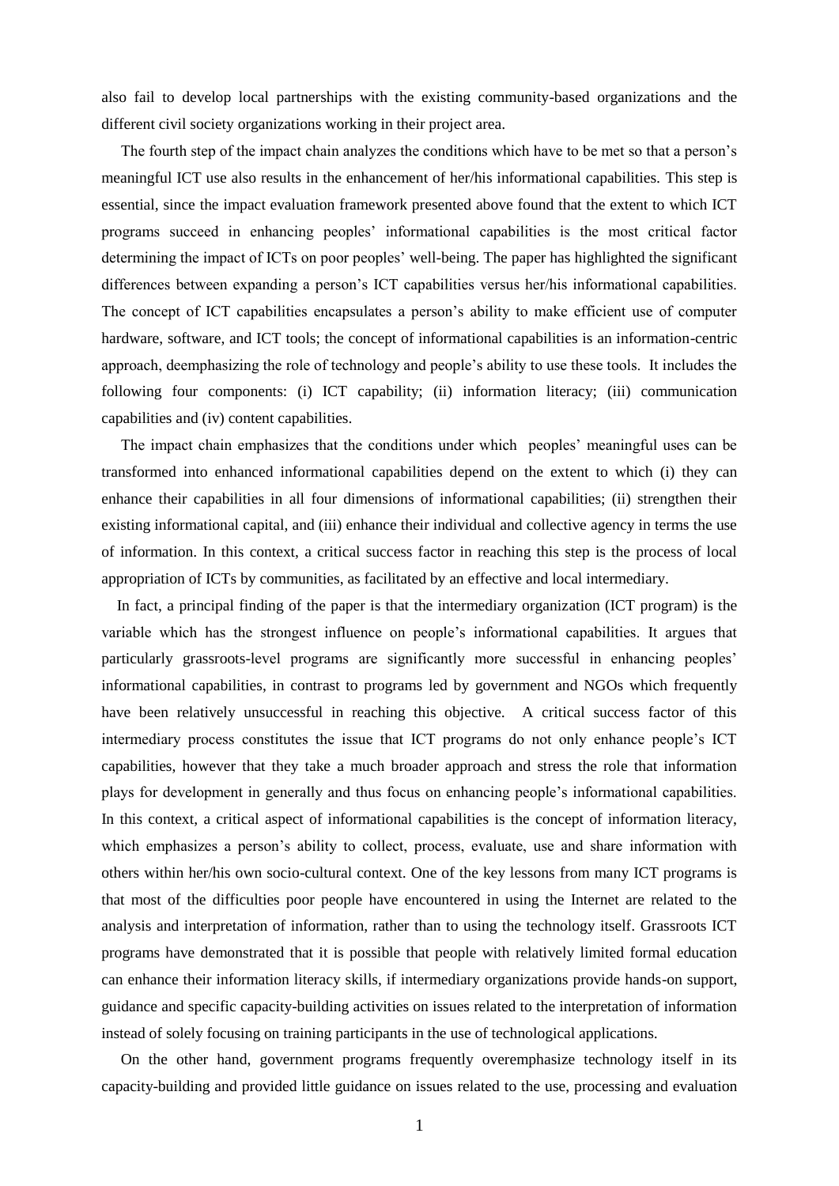also fail to develop local partnerships with the existing community-based organizations and the different civil society organizations working in their project area.

The fourth step of the impact chain analyzes the conditions which have to be met so that a person's meaningful ICT use also results in the enhancement of her/his informational capabilities. This step is essential, since the impact evaluation framework presented above found that the extent to which ICT programs succeed in enhancing peoples' informational capabilities is the most critical factor determining the impact of ICTs on poor peoples' well-being. The paper has highlighted the significant differences between expanding a person's ICT capabilities versus her/his informational capabilities. The concept of ICT capabilities encapsulates a person's ability to make efficient use of computer hardware, software, and ICT tools; the concept of informational capabilities is an information-centric approach, deemphasizing the role of technology and people's ability to use these tools. It includes the following four components: (i) ICT capability; (ii) information literacy; (iii) communication capabilities and (iv) content capabilities.

The impact chain emphasizes that the conditions under which peoples' meaningful uses can be transformed into enhanced informational capabilities depend on the extent to which (i) they can enhance their capabilities in all four dimensions of informational capabilities; (ii) strengthen their existing informational capital, and (iii) enhance their individual and collective agency in terms the use of information. In this context, a critical success factor in reaching this step is the process of local appropriation of ICTs by communities, as facilitated by an effective and local intermediary.

In fact, a principal finding of the paper is that the intermediary organization (ICT program) is the variable which has the strongest influence on people's informational capabilities. It argues that particularly grassroots-level programs are significantly more successful in enhancing peoples' informational capabilities, in contrast to programs led by government and NGOs which frequently have been relatively unsuccessful in reaching this objective. A critical success factor of this intermediary process constitutes the issue that ICT programs do not only enhance people's ICT capabilities, however that they take a much broader approach and stress the role that information plays for development in generally and thus focus on enhancing people's informational capabilities. In this context, a critical aspect of informational capabilities is the concept of information literacy, which emphasizes a person's ability to collect, process, evaluate, use and share information with others within her/his own socio-cultural context. One of the key lessons from many ICT programs is that most of the difficulties poor people have encountered in using the Internet are related to the analysis and interpretation of information, rather than to using the technology itself. Grassroots ICT programs have demonstrated that it is possible that people with relatively limited formal education can enhance their information literacy skills, if intermediary organizations provide hands-on support, guidance and specific capacity-building activities on issues related to the interpretation of information instead of solely focusing on training participants in the use of technological applications.

On the other hand, government programs frequently overemphasize technology itself in its capacity-building and provided little guidance on issues related to the use, processing and evaluation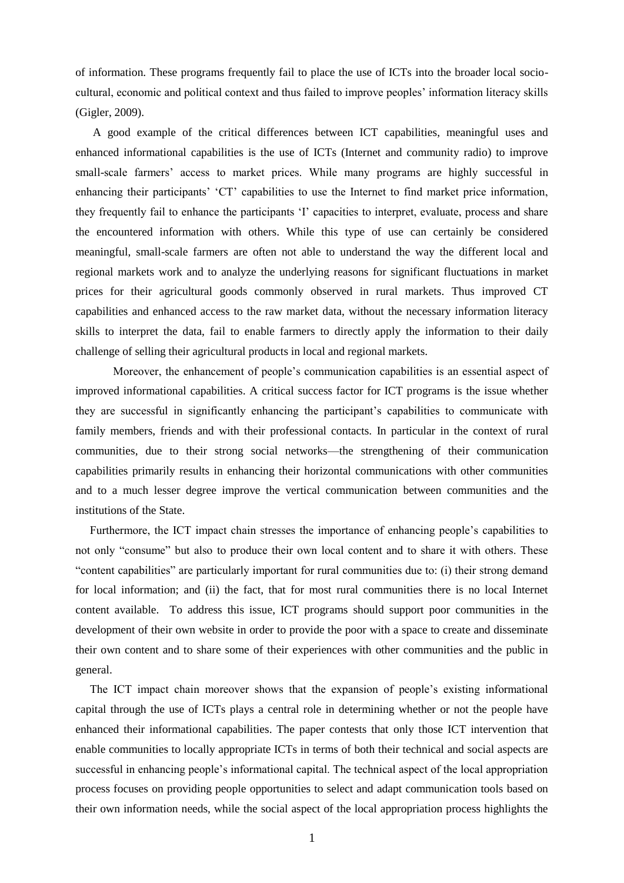of information. These programs frequently fail to place the use of ICTs into the broader local socio-cultural, economic and political context and thus failed to improve peoples' information literacy skills (Gigler, 2009).

A good example of the critical differences between ICT capabilities, meaningful uses and enhanced informational capabilities is the use of ICTs (Internet and community radio) to improve small-scale farmers' access to market prices. While many programs are highly successful in enhancing their participants' 'CT' capabilities to use the Internet to find market price information, they frequently fail to enhance the participants 'I' capacities to interpret, evaluate, process and share the encountered information with others. While this type of use can certainly be considered meaningful, small-scale farmers are often not able to understand the way the different local and regional markets work and to analyze the underlying reasons for significant fluctuations in market prices for their agricultural goods commonly observed in rural markets. Thus improved CT capabilities and enhanced access to the raw market data, without the necessary information literacy skills to interpret the data, fail to enable farmers to directly apply the information to their daily challenge of selling their agricultural products in local and regional markets.

Moreover, the enhancement of people's communication capabilities is an essential aspect of improved informational capabilities. A critical success factor for ICT programs is the issue whether they are successful in significantly enhancing the participant's capabilities to communicate with family members, friends and with their professional contacts. In particular in the context of rural communities, due to their strong social networks—the strengthening of their communication capabilities primarily results in enhancing their horizontal communications with other communities and to a much lesser degree improve the vertical communication between communities and the institutions of the State.

Furthermore, the ICT impact chain stresses the importance of enhancing people's capabilities to not only "consume" but also to produce their own local content and to share it with others. These "content capabilities" are particularly important for rural communities due to: (i) their strong demand for local information; and (ii) the fact, that for most rural communities there is no local Internet content available. To address this issue, ICT programs should support poor communities in the development of their own website in order to provide the poor with a space to create and disseminate their own content and to share some of their experiences with other communities and the public in general.

The ICT impact chain moreover shows that the expansion of people's existing informational capital through the use of ICTs plays a central role in determining whether or not the people have enhanced their informational capabilities. The paper contests that only those ICT intervention that enable communities to locally appropriate ICTs in terms of both their technical and social aspects are successful in enhancing people's informational capital. The technical aspect of the local appropriation process focuses on providing people opportunities to select and adapt communication tools based on their own information needs, while the social aspect of the local appropriation process highlights the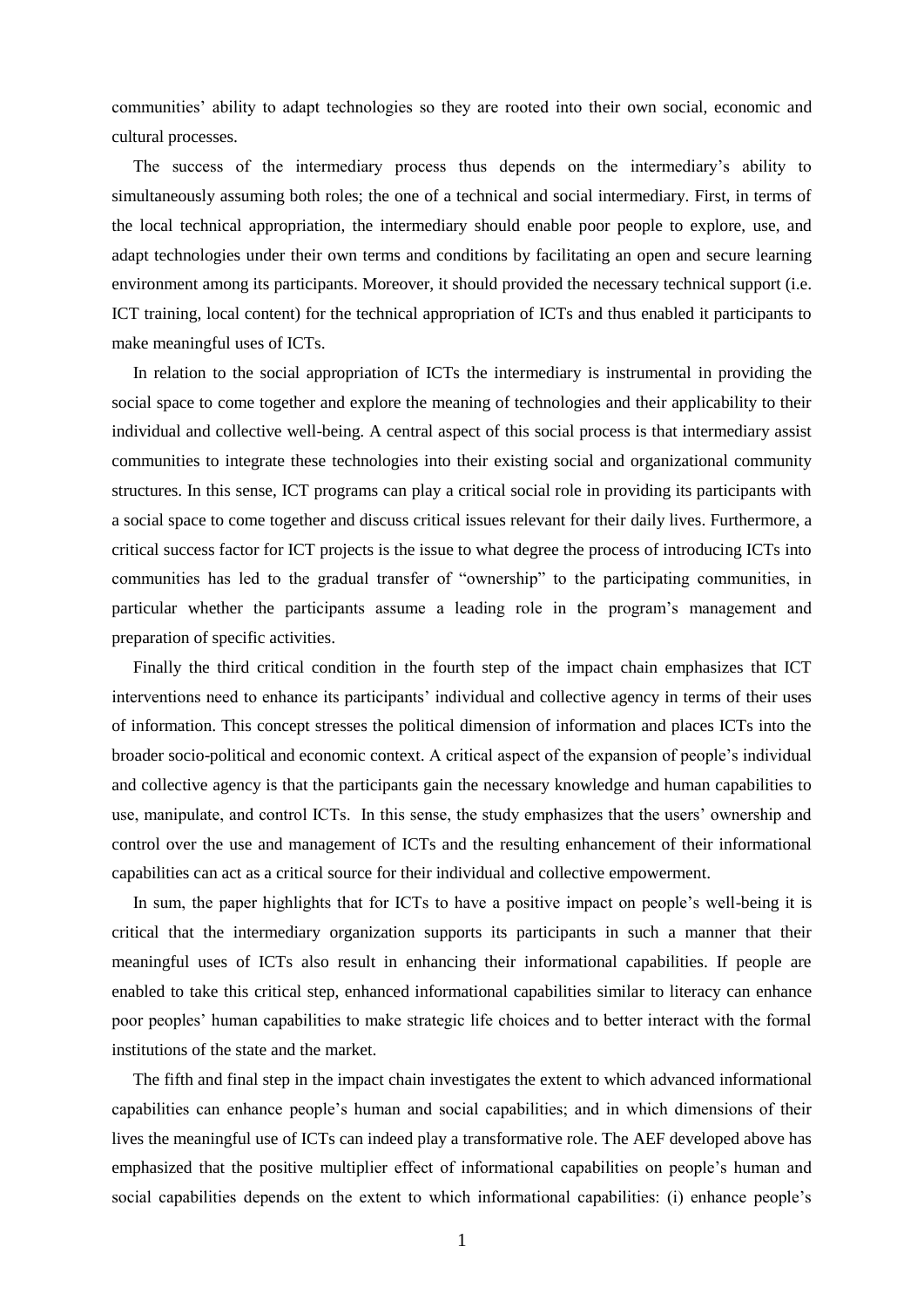communities' ability to adapt technologies so they are rooted into their own social, economic and cultural processes.

The success of the intermediary process thus depends on the intermediary's ability to simultaneously assuming both roles; the one of a technical and social intermediary. First, in terms of the local technical appropriation, the intermediary should enable poor people to explore, use, and adapt technologies under their own terms and conditions by facilitating an open and secure learning environment among its participants. Moreover, it should provided the necessary technical support (i.e. ICT training, local content) for the technical appropriation of ICTs and thus enabled it participants to make meaningful uses of ICTs.

In relation to the social appropriation of ICTs the intermediary is instrumental in providing the social space to come together and explore the meaning of technologies and their applicability to their individual and collective well-being. A central aspect of this social process is that intermediary assist communities to integrate these technologies into their existing social and organizational community structures. In this sense, ICT programs can play a critical social role in providing its participants with a social space to come together and discuss critical issues relevant for their daily lives. Furthermore, a critical success factor for ICT projects is the issue to what degree the process of introducing ICTs into communities has led to the gradual transfer of "ownership" to the participating communities, in particular whether the participants assume a leading role in the program's management and preparation of specific activities.

Finally the third critical condition in the fourth step of the impact chain emphasizes that ICT interventions need to enhance its participants' individual and collective agency in terms of their uses of information. This concept stresses the political dimension of information and places ICTs into the broader socio-political and economic context. A critical aspect of the expansion of people's individual and collective agency is that the participants gain the necessary knowledge and human capabilities to use, manipulate, and control ICTs. In this sense, the study emphasizes that the users' ownership and control over the use and management of ICTs and the resulting enhancement of their informational capabilities can act as a critical source for their individual and collective empowerment.

In sum, the paper highlights that for ICTs to have a positive impact on people's well-being it is critical that the intermediary organization supports its participants in such a manner that their meaningful uses of ICTs also result in enhancing their informational capabilities. If people are enabled to take this critical step, enhanced informational capabilities similar to literacy can enhance poor peoples' human capabilities to make strategic life choices and to better interact with the formal institutions of the state and the market.

The fifth and final step in the impact chain investigates the extent to which advanced informational capabilities can enhance people's human and social capabilities; and in which dimensions of their lives the meaningful use of ICTs can indeed play a transformative role. The AEF developed above has emphasized that the positive multiplier effect of informational capabilities on people's human and social capabilities depends on the extent to which informational capabilities: (i) enhance people's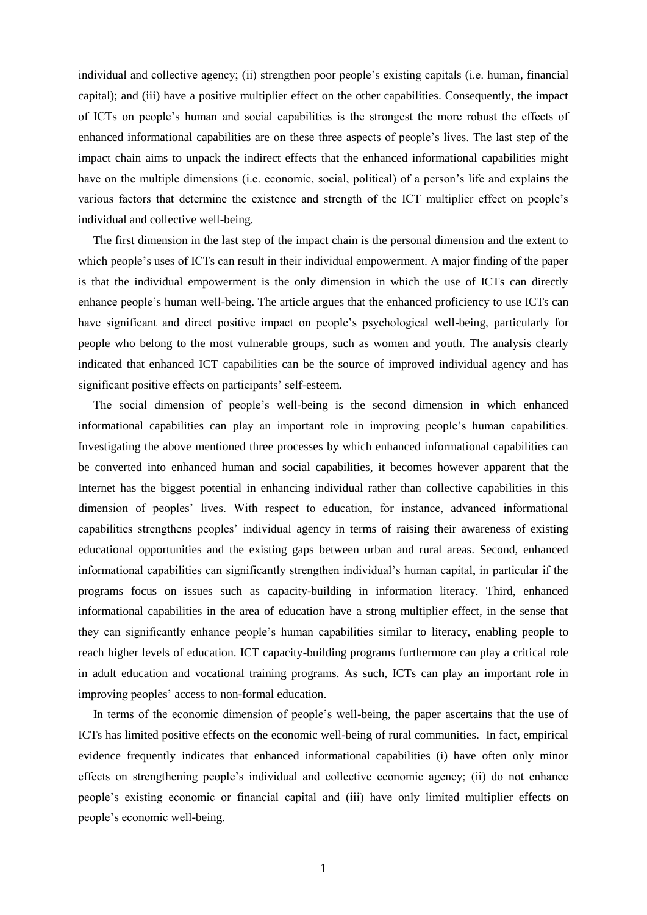individual and collective agency; (ii) strengthen poor people's existing capitals (i.e. human, financial capital); and (iii) have a positive multiplier effect on the other capabilities. Consequently, the impact of ICTs on people's human and social capabilities is the strongest the more robust the effects of enhanced informational capabilities are on these three aspects of people's lives. The last step of the impact chain aims to unpack the indirect effects that the enhanced informational capabilities might have on the multiple dimensions (i.e. economic, social, political) of a person's life and explains the various factors that determine the existence and strength of the ICT multiplier effect on people's individual and collective well-being.

The first dimension in the last step of the impact chain is the personal dimension and the extent to which people's uses of ICTs can result in their individual empowerment. A major finding of the paper is that the individual empowerment is the only dimension in which the use of ICTs can directly enhance people's human well-being. The article argues that the enhanced proficiency to use ICTs can have significant and direct positive impact on people's psychological well-being, particularly for people who belong to the most vulnerable groups, such as women and youth. The analysis clearly indicated that enhanced ICT capabilities can be the source of improved individual agency and has significant positive effects on participants' self-esteem.

The social dimension of people's well-being is the second dimension in which enhanced informational capabilities can play an important role in improving people's human capabilities. Investigating the above mentioned three processes by which enhanced informational capabilities can be converted into enhanced human and social capabilities, it becomes however apparent that the Internet has the biggest potential in enhancing individual rather than collective capabilities in this dimension of peoples' lives. With respect to education, for instance, advanced informational capabilities strengthens peoples' individual agency in terms of raising their awareness of existing educational opportunities and the existing gaps between urban and rural areas. Second, enhanced informational capabilities can significantly strengthen individual's human capital, in particular if the programs focus on issues such as capacity-building in information literacy. Third, enhanced informational capabilities in the area of education have a strong multiplier effect, in the sense that they can significantly enhance people's human capabilities similar to literacy, enabling people to reach higher levels of education. ICT capacity-building programs furthermore can play a critical role in adult education and vocational training programs. As such, ICTs can play an important role in improving peoples' access to non-formal education.

In terms of the economic dimension of people's well-being, the paper ascertains that the use of ICTs has limited positive effects on the economic well-being of rural communities. In fact, empirical evidence frequently indicates that enhanced informational capabilities (i) have often only minor effects on strengthening people's individual and collective economic agency; (ii) do not enhance people's existing economic or financial capital and (iii) have only limited multiplier effects on people's economic well-being.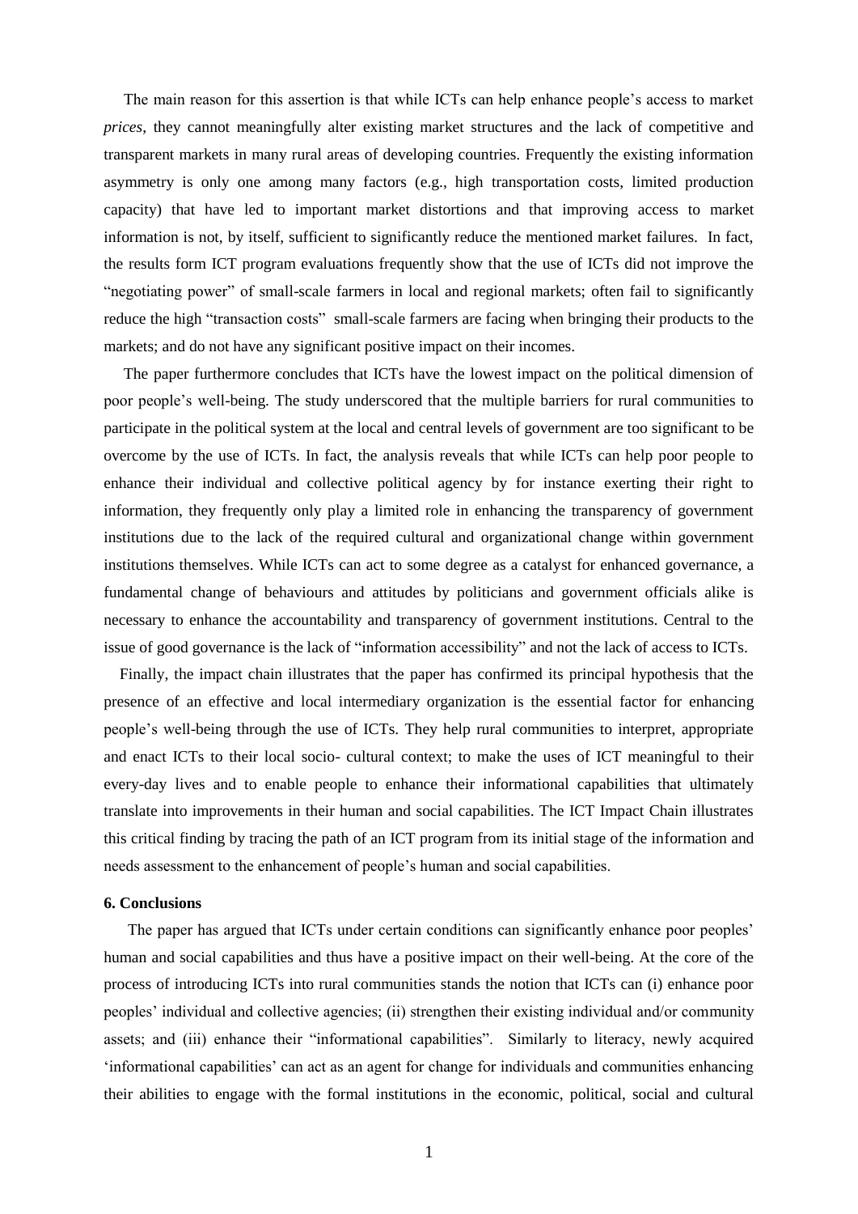The main reason for this assertion is that while ICTs can help enhance people's access to market *prices*, they cannot meaningfully alter existing market structures and the lack of competitive and transparent markets in many rural areas of developing countries. Frequently the existing information asymmetry is only one among many factors (e.g., high transportation costs, limited production capacity) that have led to important market distortions and that improving access to market information is not, by itself, sufficient to significantly reduce the mentioned market failures. In fact, the results form ICT program evaluations frequently show that the use of ICTs did not improve the "negotiating power" of small-scale farmers in local and regional markets; often fail to significantly reduce the high "transaction costs" small-scale farmers are facing when bringing their products to the markets; and do not have any significant positive impact on their incomes.

The paper furthermore concludes that ICTs have the lowest impact on the political dimension of poor people's well-being. The study underscored that the multiple barriers for rural communities to participate in the political system at the local and central levels of government are too significant to be overcome by the use of ICTs. In fact, the analysis reveals that while ICTs can help poor people to enhance their individual and collective political agency by for instance exerting their right to information, they frequently only play a limited role in enhancing the transparency of government institutions due to the lack of the required cultural and organizational change within government institutions themselves. While ICTs can act to some degree as a catalyst for enhanced governance, a fundamental change of behaviours and attitudes by politicians and government officials alike is necessary to enhance the accountability and transparency of government institutions. Central to the issue of good governance is the lack of "information accessibility" and not the lack of access to ICTs.

Finally, the impact chain illustrates that the paper has confirmed its principal hypothesis that the presence of an effective and local intermediary organization is the essential factor for enhancing people's well-being through the use of ICTs. They help rural communities to interpret, appropriate and enact ICTs to their local socio- cultural context; to make the uses of ICT meaningful to their every-day lives and to enable people to enhance their informational capabilities that ultimately translate into improvements in their human and social capabilities. The ICT Impact Chain illustrates this critical finding by tracing the path of an ICT program from its initial stage of the information and needs assessment to the enhancement of people's human and social capabilities.

**6. Conclusions**

The paper has argued that ICTs under certain conditions can significantly enhance poor peoples' human and social capabilities and thus have a positive impact on their well-being. At the core of the process of introducing ICTs into rural communities stands the notion that ICTs can (i) enhance poor peoples' individual and collective agencies; (ii) strengthen their existing individual and/or community assets; and (iii) enhance their "informational capabilities". Similarly to literacy, newly acquired 'informational capabilities' can act as an agent for change for individuals and communities enhancing their abilities to engage with the formal institutions in the economic, political, social and cultural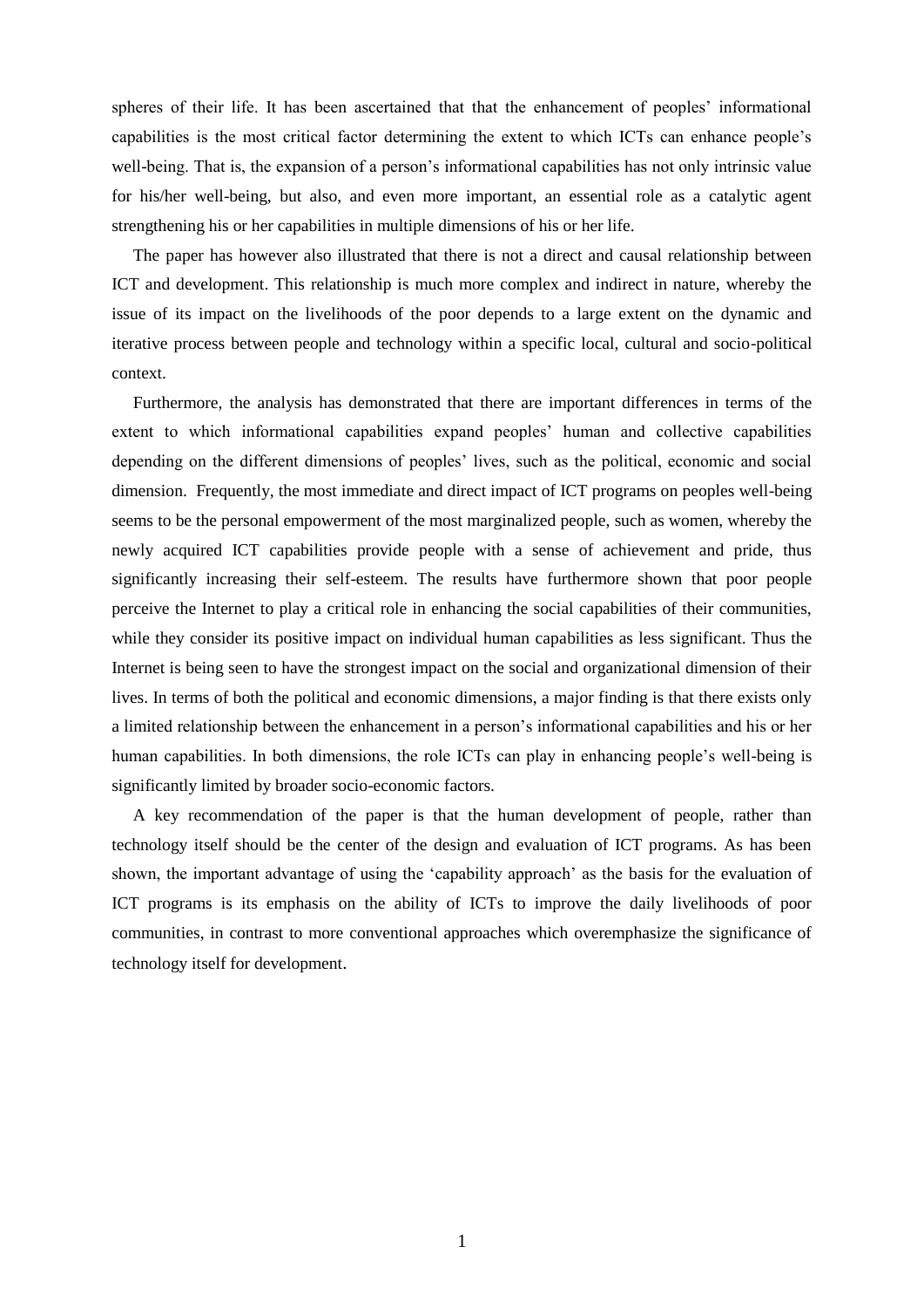spheres of their life. It has been ascertained that that the enhancement of peoples' informational capabilities is the most critical factor determining the extent to which ICTs can enhance people's well-being. That is, the expansion of a person's informational capabilities has not only intrinsic value for his/her well-being, but also, and even more important, an essential role as a catalytic agent strengthening his or her capabilities in multiple dimensions of his or her life.

The paper has however also illustrated that there is not a direct and causal relationship between ICT and development. This relationship is much more complex and indirect in nature, whereby the issue of its impact on the livelihoods of the poor depends to a large extent on the dynamic and iterative process between people and technology within a specific local, cultural and socio-political context.

Furthermore, the analysis has demonstrated that there are important differences in terms of the extent to which informational capabilities expand peoples' human and collective capabilities depending on the different dimensions of peoples' lives, such as the political, economic and social dimension. Frequently, the most immediate and direct impact of ICT programs on peoples well-being seems to be the personal empowerment of the most marginalized people, such as women, whereby the newly acquired ICT capabilities provide people with a sense of achievement and pride, thus significantly increasing their self-esteem. The results have furthermore shown that poor people perceive the Internet to play a critical role in enhancing the social capabilities of their communities, while they consider its positive impact on individual human capabilities as less significant. Thus the Internet is being seen to have the strongest impact on the social and organizational dimension of their lives. In terms of both the political and economic dimensions, a major finding is that there exists only a limited relationship between the enhancement in a person's informational capabilities and his or her human capabilities. In both dimensions, the role ICTs can play in enhancing people's well-being is significantly limited by broader socio-economic factors.

A key recommendation of the paper is that the human development of people, rather than technology itself should be the center of the design and evaluation of ICT programs. As has been shown, the important advantage of using the 'capability approach' as the basis for the evaluation of ICT programs is its emphasis on the ability of ICTs to improve the daily livelihoods of poor communities, in contrast to more conventional approaches which overemphasize the significance of technology itself for development.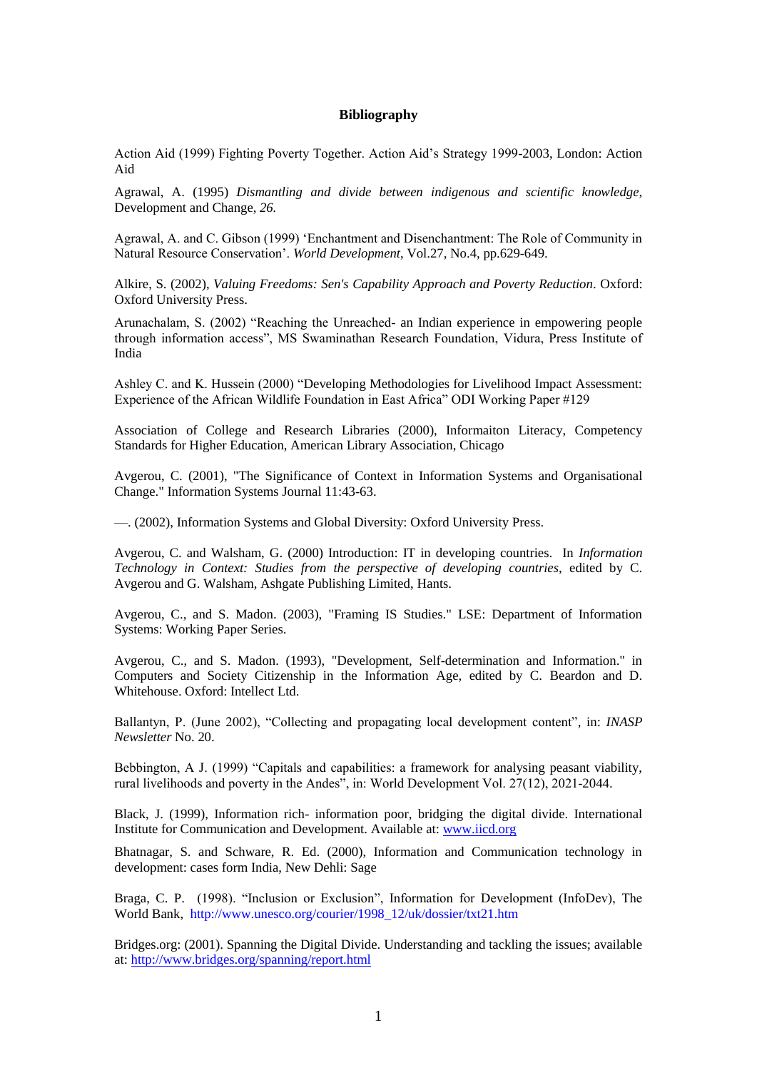**Bibliography**

Action Aid (1999) Fighting Poverty Together. Action Aid's Strategy 1999-2003, London: Action Aid

Agrawal, A. (1995) *Dismantling and divide between indigenous and scientific knowledge,* Development and Change, *26.*

Agrawal, A. and C. Gibson (1999) 'Enchantment and Disenchantment: The Role of Community in Natural Resource Conservation'. *World Development*, Vol.27, No.4, pp.629-649.

Alkire, S. (2002), *Valuing Freedoms: Sen's Capability Approach and Poverty Reduction*. Oxford: Oxford University Press.

Arunachalam, S. (2002) "Reaching the Unreached- an Indian experience in empowering people through information access", MS Swaminathan Research Foundation, Vidura, Press Institute of India

Ashley C. and K. Hussein (2000) "Developing Methodologies for Livelihood Impact Assessment: Experience of the African Wildlife Foundation in East Africa" ODI Working Paper #129

Association of College and Research Libraries (2000), Informaiton Literacy, Competency Standards for Higher Education, American Library Association, Chicago

Avgerou, C. (2001), "The Significance of Context in Information Systems and Organisational Change." Information Systems Journal 11:43-63.

—. (2002), Information Systems and Global Diversity: Oxford University Press.

Avgerou, C. and Walsham, G. (2000) Introduction: IT in developing countries. In *Information Technology in Context: Studies from the perspective of developing countries*, edited by C. Avgerou and G. Walsham, Ashgate Publishing Limited, Hants.

Avgerou, C., and S. Madon. (2003), "Framing IS Studies." LSE: Department of Information Systems: Working Paper Series.

Avgerou, C., and S. Madon. (1993), "Development, Self-determination and Information." in Computers and Society Citizenship in the Information Age, edited by C. Beardon and D. Whitehouse. Oxford: Intellect Ltd.

Ballantyn, P. (June 2002), "Collecting and propagating local development content", in: *INASP Newsletter* No. 20.

Bebbington, A J. (1999) "Capitals and capabilities: a framework for analysing peasant viability, rural livelihoods and poverty in the Andes", in: World Development Vol. 27(12), 2021-2044.

Black, J. (1999), Information rich- information poor, bridging the digital divide. International Institute for Communication and Development. Available at: www.iicd.org

Bhatnagar, S. and Schware, R. Ed. (2000), Information and Communication technology in development: cases form India, New Dehli: Sage

Braga, C. P. (1998). "Inclusion or Exclusion", Information for Development (InfoDev), The World Bank, http://www.unesco.org/courier/1998_12/uk/dossier/txt21.htm

Bridges.org: (2001). Spanning the Digital Divide. Understanding and tackling the issues; available at: http://www.bridges.org/spanning/report.html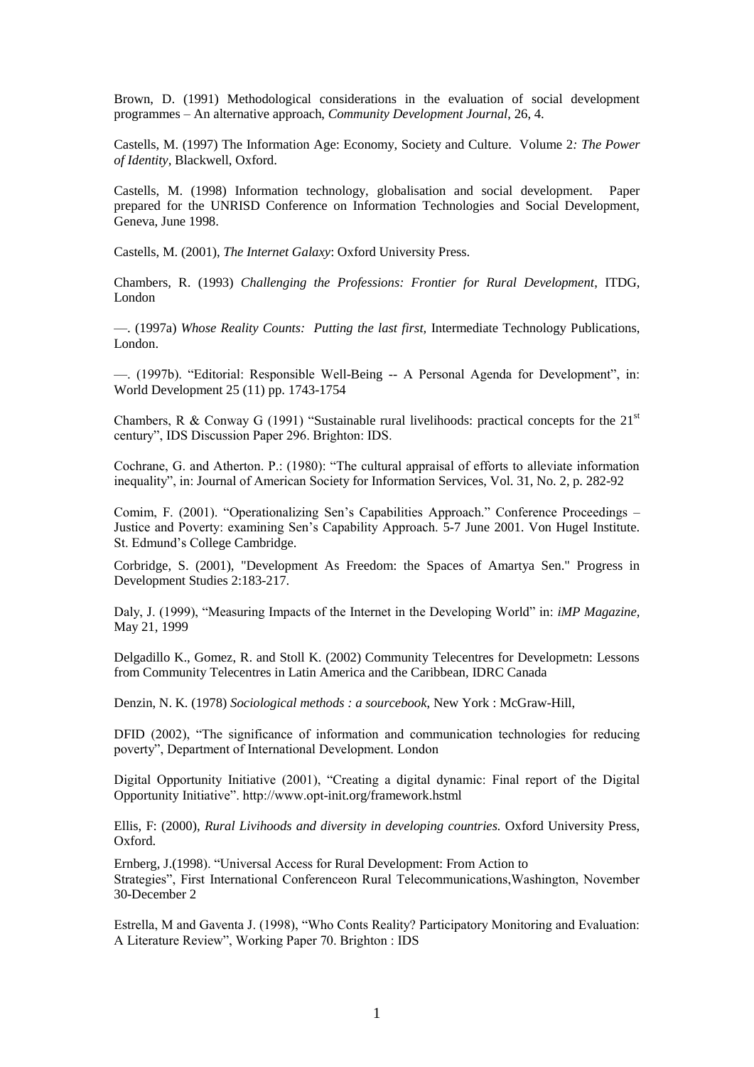Brown, D. (1991) Methodological considerations in the evaluation of social development programmes – An alternative approach, *Community Development Journal*, 26, 4.

Castells, M. (1997) The Information Age: Economy, Society and Culture. Volume 2*: The Power of Identity*, Blackwell, Oxford.

Castells, M. (1998) Information technology, globalisation and social development. Paper prepared for the UNRISD Conference on Information Technologies and Social Development, Geneva, June 1998.

Castells, M. (2001), *The Internet Galaxy*: Oxford University Press.

Chambers, R. (1993) *Challenging the Professions: Frontier for Rural Development*, ITDG, London

—. (1997a) *Whose Reality Counts: Putting the last first,* Intermediate Technology Publications, London.

—. (1997b). "Editorial: Responsible Well-Being -- A Personal Agenda for Development", in: World Development 25 (11) pp. 1743-1754

Chambers, R & Conway G (1991) "Sustainable rural livelihoods: practical concepts for the 21st century", IDS Discussion Paper 296. Brighton: IDS.

Cochrane, G. and Atherton. P.: (1980): "The cultural appraisal of efforts to alleviate information inequality", in: Journal of American Society for Information Services, Vol. 31, No. 2, p. 282-92

Comim, F. (2001). "Operationalizing Sen's Capabilities Approach." Conference Proceedings – Justice and Poverty: examining Sen's Capability Approach. 5-7 June 2001. Von Hugel Institute. St. Edmund's College Cambridge.

Corbridge, S. (2001), "Development As Freedom: the Spaces of Amartya Sen." Progress in Development Studies 2:183-217.

Daly, J. (1999), "Measuring Impacts of the Internet in the Developing World" in: *iMP Magazine,* May 21, 1999

Delgadillo K., Gomez, R. and Stoll K. (2002) Community Telecentres for Developmetn: Lessons from Community Telecentres in Latin America and the Caribbean, IDRC Canada

Denzin, N. K. (1978) *Sociological methods : a sourcebook*, New York : McGraw-Hill,

DFID (2002), "The significance of information and communication technologies for reducing poverty", Department of International Development. London

Digital Opportunity Initiative (2001), "Creating a digital dynamic: Final report of the Digital Opportunity Initiative". http://www.opt-init.org/framework.hstml

Ellis, F: (2000), *Rural Livihoods and diversity in developing countries.* Oxford University Press, Oxford.

Ernberg, J.(1998). "Universal Access for Rural Development: From Action to Strategies", First International Conferenceon Rural Telecommunications,Washington, November 30-December 2

Estrella, M and Gaventa J. (1998), "Who Conts Reality? Participatory Monitoring and Evaluation: A Literature Review", Working Paper 70. Brighton : IDS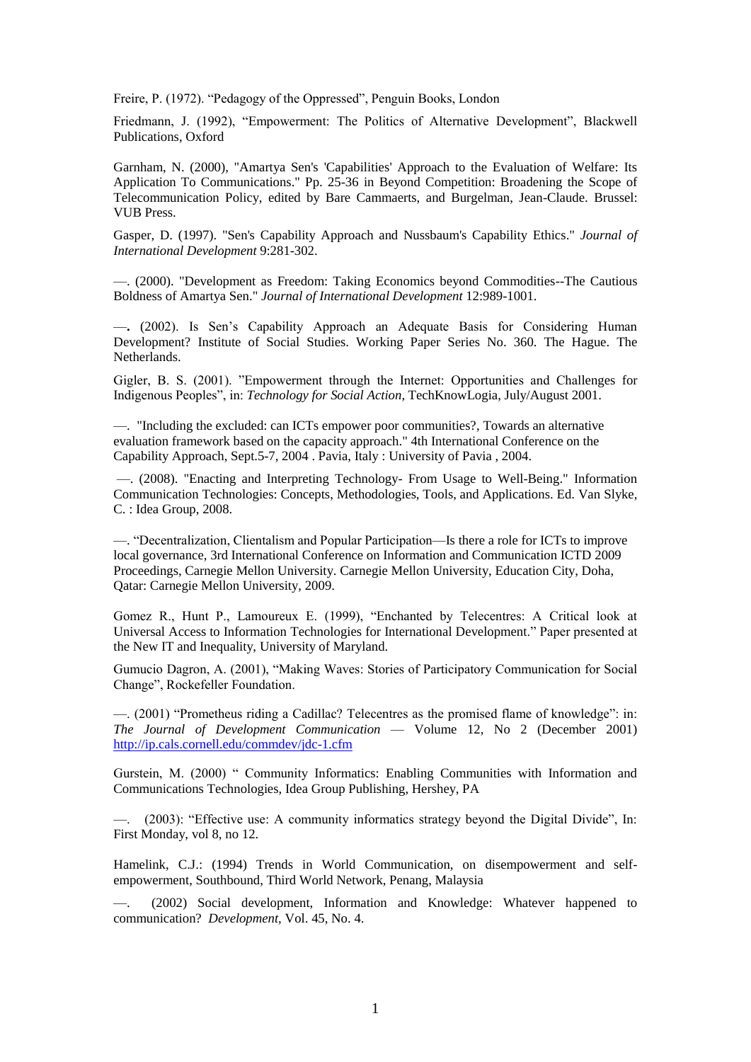Freire, P. (1972). “Pedagogy of the Oppressed”, Penguin Books, London

Friedmann, J. (1992), “Empowerment: The Politics of Alternative Development”, Blackwell Publications, Oxford

Garnham, N. (2000), "Amartya Sen's 'Capabilities' Approach to the Evaluation of Welfare: Its Application To Communications." Pp. 25-36 in Beyond Competition: Broadening the Scope of Telecommunication Policy, edited by Bare Cammaerts, and Burgelman, Jean-Claude. Brussel: VUB Press.

Gasper, D. (1997). "Sen's Capability Approach and Nussbaum's Capability Ethics." *Journal of International Development* 9:281-302.

—. (2000). "Development as Freedom: Taking Economics beyond Commodities--The Cautious Boldness of Amartya Sen." *Journal of International Development* 12:989-1001.

—**.** (2002). Is Sen’s Capability Approach an Adequate Basis for Considering Human Development? Institute of Social Studies. Working Paper Series No. 360. The Hague. The Netherlands.

Gigler, B. S. (2001). ”Empowerment through the Internet: Opportunities and Challenges for Indigenous Peoples”, in: *Technology for Social Action*, TechKnowLogia, July/August 2001.

—. "Including the excluded: can ICTs empower poor communities?, Towards an alternative evaluation framework based on the capacity approach." 4th International Conference on the Capability Approach, Sept.5-7, 2004 . Pavia, Italy : University of Pavia , 2004.

—. (2008). "Enacting and Interpreting Technology- From Usage to Well-Being." Information Communication Technologies: Concepts, Methodologies, Tools, and Applications. Ed. Van Slyke, C. : Idea Group, 2008.

—. “Decentralization, Clientalism and Popular Participation—Is there a role for ICTs to improve local governance, 3rd International Conference on Information and Communication ICTD 2009 Proceedings, Carnegie Mellon University. Carnegie Mellon University, Education City, Doha, Qatar: Carnegie Mellon University, 2009.

Gomez R., Hunt P., Lamoureux E. (1999), “Enchanted by Telecentres: A Critical look at Universal Access to Information Technologies for International Development.” Paper presented at the New IT and Inequality, University of Maryland.

Gumucio Dagron, A. (2001), “Making Waves: Stories of Participatory Communication for Social Change”, Rockefeller Foundation.

—. (2001) “Prometheus riding a Cadillac? Telecentres as the promised flame of knowledge”: in: *The Journal of Development Communication* — Volume 12, No 2 (December 2001) http://ip.cals.cornell.edu/commdev/jdc-1.cfm

Gurstein, M. (2000) “ Community Informatics: Enabling Communities with Information and Communications Technologies, Idea Group Publishing, Hershey, PA

—. (2003): “Effective use: A community informatics strategy beyond the Digital Divide”, In: First Monday, vol 8, no 12.

Hamelink, C.J.: (1994) Trends in World Communication, on disempowerment and self-empowerment, Southbound, Third World Network, Penang, Malaysia

—. (2002) Social development, Information and Knowledge: Whatever happened to communication? *Development*, Vol. 45, No. 4.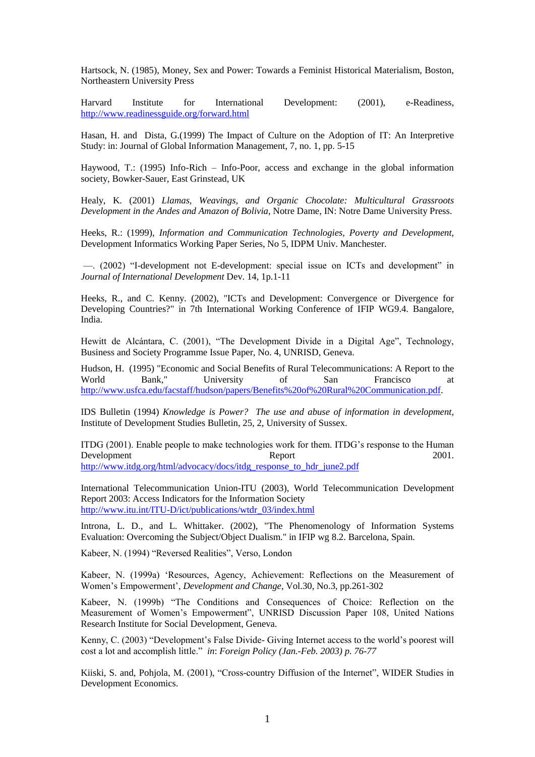Hartsock, N. (1985), Money, Sex and Power: Towards a Feminist Historical Materialism, Boston, Northeastern University Press

Harvard Institute for International Development: (2001), e-Readiness, http://www.readinessguide.org/forward.html

Hasan, H. and Dista, G.(1999) The Impact of Culture on the Adoption of IT: An Interpretive Study: in: Journal of Global Information Management, 7, no. 1, pp. 5-15

Haywood, T.: (1995) Info-Rich – Info-Poor, access and exchange in the global information society, Bowker-Sauer, East Grinstead, UK

Healy, K. (2001) *Llamas, Weavings, and Organic Chocolate: Multicultural Grassroots Development in the Andes and Amazon of Bolivia,* Notre Dame, IN: Notre Dame University Press.

Heeks, R.: (1999), *Information and Communication Technologies, Poverty and Development,* Development Informatics Working Paper Series, No 5, IDPM Univ. Manchester.

—. (2002) "I-development not E-development: special issue on ICTs and development" in *Journal of International Development* Dev. 14, 1p.1-11

Heeks, R., and C. Kenny. (2002), "ICTs and Development: Convergence or Divergence for Developing Countries?" in 7th International Working Conference of IFIP WG9.4. Bangalore, India.

Hewitt de Alcántara, C. (2001), "The Development Divide in a Digital Age", Technology, Business and Society Programme Issue Paper, No. 4, UNRISD, Geneva.

Hudson, H. (1995) "Economic and Social Benefits of Rural Telecommunications: A Report to the World Bank," University of San Francisco at http://www.usfca.edu/facstaff/hudson/papers/Benefits%20of%20Rural%20Communication.pdf.

IDS Bulletin (1994) *Knowledge is Power? The use and abuse of information in development,* Institute of Development Studies Bulletin, 25, 2, University of Sussex.

ITDG (2001). Enable people to make technologies work for them. ITDG's response to the Human Development Report 2001. http://www.itdg.org/html/advocacy/docs/itdg_response_to_hdr_june2.pdf

International Telecommunication Union-ITU (2003), World Telecommunication Development Report 2003: Access Indicators for the Information Society http://www.itu.int/ITU-D/ict/publications/wtdr_03/index.html

Introna, L. D., and L. Whittaker. (2002), "The Phenomenology of Information Systems Evaluation: Overcoming the Subject/Object Dualism." in IFIP wg 8.2. Barcelona, Spain.

Kabeer, N. (1994) "Reversed Realities", Verso, London

Kabeer, N. (1999a) 'Resources, Agency, Achievement: Reflections on the Measurement of Women's Empowerment', *Development and Change*, Vol.30, No.3, pp.261-302

Kabeer, N. (1999b) "The Conditions and Consequences of Choice: Reflection on the Measurement of Women's Empowerment", UNRISD Discussion Paper 108, United Nations Research Institute for Social Development, Geneva.

Kenny, C. (2003) "Development's False Divide- Giving Internet access to the world's poorest will cost a lot and accomplish little." *in*: *Foreign Policy (Jan.-Feb. 2003) p. 76-77*

Kiiski, S. and, Pohjola, M. (2001), "Cross-country Diffusion of the Internet", WIDER Studies in Development Economics.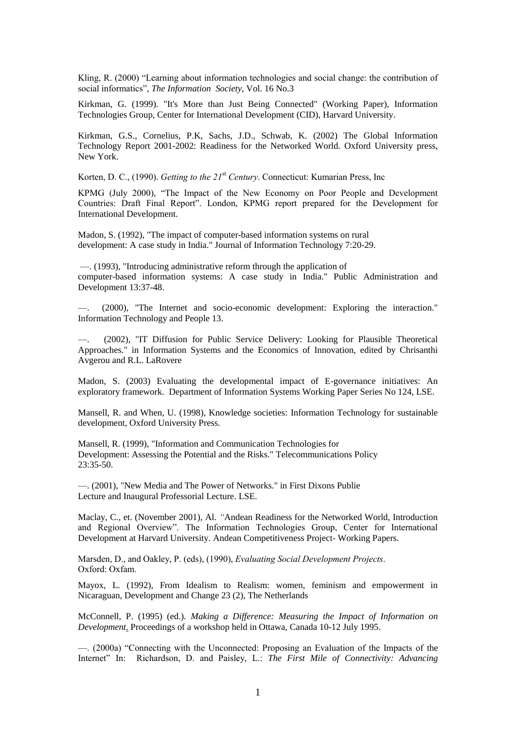Kling, R. (2000) "Learning about information technologies and social change: the contribution of social informatics", *The Information Society*, Vol. 16 No.3

Kirkman, G. (1999). "It's More than Just Being Connected" (Working Paper), Information Technologies Group, Center for International Development (CID), Harvard University.

Kirkman, G.S., Cornelius, P.K, Sachs, J.D., Schwab, K. (2002) The Global Information Technology Report 2001-2002: Readiness for the Networked World. Oxford University press, New York.

Korten, D. C., (1990). *Getting to the 21st Century*. Connecticut: Kumarian Press, Inc

KPMG (July 2000), "The Impact of the New Economy on Poor People and Development Countries: Draft Final Report". London, KPMG report prepared for the Development for International Development.

Madon, S. (1992), "The impact of computer-based information systems on rural development: A case study in India." Journal of Information Technology 7:20-29.

—. (1993), "Introducing administrative reform through the application of computer-based information systems: A case study in India." Public Administration and Development 13:37-48.

—. (2000), "The Internet and socio-economic development: Exploring the interaction." Information Technology and People 13.

—. (2002), "IT Diffusion for Public Service Delivery: Looking for Plausible Theoretical Approaches." in Information Systems and the Economics of Innovation, edited by Chrisanthi Avgerou and R.L. LaRovere

Madon, S. (2003) Evaluating the developmental impact of E-governance initiatives: An exploratory framework. Department of Information Systems Working Paper Series No 124, LSE.

Mansell, R. and When, U. (1998), Knowledge societies: Information Technology for sustainable development, Oxford University Press.

Mansell, R. (1999), "Information and Communication Technologies for Development: Assessing the Potential and the Risks." Telecommunications Policy 23:35-50.

—. (2001), "New Media and The Power of Networks." in First Dixons Publie Lecture and Inaugural Professorial Lecture. LSE.

Maclay, C., et. (November 2001), Al. "Andean Readiness for the Networked World, Introduction and Regional Overview". The Information Technologies Group, Center for International Development at Harvard University. Andean Competitiveness Project- Working Papers.

Marsden, D., and Oakley, P. (eds), (1990), *Evaluating Social Development Projects*. Oxford: Oxfam.

Mayox, L. (1992), From Idealism to Realism: women, feminism and empowerment in Nicaraguan, Development and Change 23 (2), The Netherlands

McConnell, P. (1995) (ed.). *Making a Difference: Measuring the Impact of Information on Development*. Proceedings of a workshop held in Ottawa, Canada 10-12 July 1995.

—. (2000a) "Connecting with the Unconnected: Proposing an Evaluation of the Impacts of the Internet" In: Richardson, D. and Paisley, L.: *The First Mile of Connectivity: Advancing*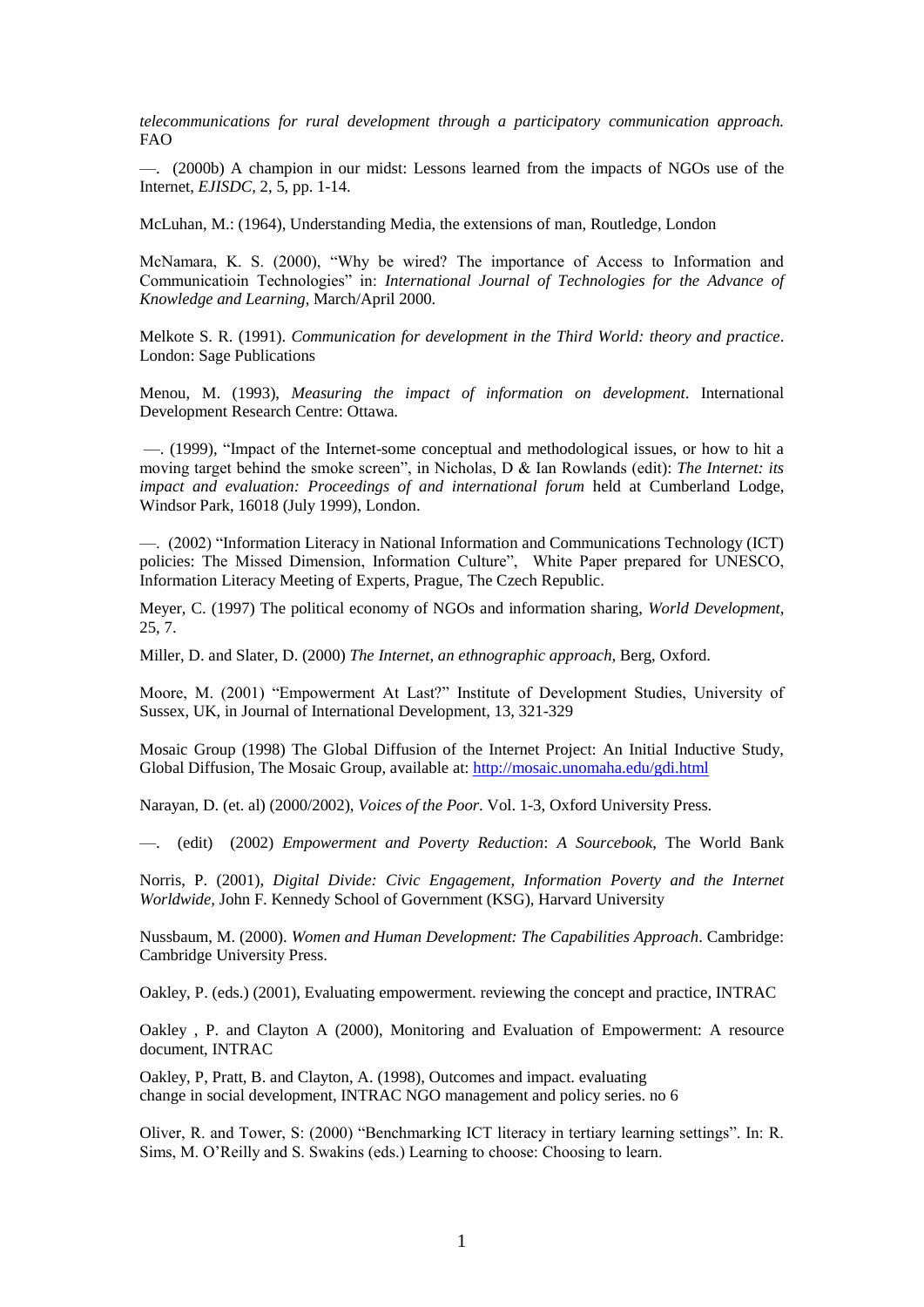*telecommunications for rural development through a participatory communication approach.* FAO

—. (2000b) A champion in our midst: Lessons learned from the impacts of NGOs use of the Internet, *EJISDC,* 2, 5, pp. 1-14.

McLuhan, M.: (1964), Understanding Media, the extensions of man, Routledge, London

McNamara, K. S. (2000), "Why be wired? The importance of Access to Information and Communicatioin Technologies" in: *International Journal of Technologies for the Advance of Knowledge and Learning*, March/April 2000.

Melkote S. R. (1991). *Communication for development in the Third World: theory and practice*. London: Sage Publications

Menou, M. (1993), *Measuring the impact of information on development*. International Development Research Centre: Ottawa.

—. (1999), "Impact of the Internet-some conceptual and methodological issues, or how to hit a moving target behind the smoke screen", in Nicholas, D & Ian Rowlands (edit): *The Internet: its impact and evaluation: Proceedings of and international forum* held at Cumberland Lodge, Windsor Park, 16018 (July 1999), London.

—. (2002) "Information Literacy in National Information and Communications Technology (ICT) policies: The Missed Dimension, Information Culture", White Paper prepared for UNESCO, Information Literacy Meeting of Experts, Prague, The Czech Republic.

Meyer, C. (1997) The political economy of NGOs and information sharing, *World Development,* 25, 7.

Miller, D. and Slater, D. (2000) *The Internet, an ethnographic approach,* Berg, Oxford.

Moore, M. (2001) "Empowerment At Last?" Institute of Development Studies, University of Sussex, UK, in Journal of International Development, 13, 321-329

Mosaic Group (1998) The Global Diffusion of the Internet Project: An Initial Inductive Study, Global Diffusion, The Mosaic Group, available at: http://mosaic.unomaha.edu/gdi.html

Narayan, D. (et. al) (2000/2002), *Voices of the Poor*. Vol. 1-3, Oxford University Press.

—. (edit) (2002) *Empowerment and Poverty Reduction*: *A Sourcebook*, The World Bank

Norris, P. (2001), *Digital Divide: Civic Engagement, Information Poverty and the Internet Worldwide,* John F. Kennedy School of Government (KSG), Harvard University

Nussbaum, M. (2000). *Women and Human Development: The Capabilities Approach*. Cambridge: Cambridge University Press.

Oakley, P. (eds.) (2001), Evaluating empowerment. reviewing the concept and practice, INTRAC

Oakley , P. and Clayton A (2000), Monitoring and Evaluation of Empowerment: A resource document, INTRAC

Oakley, P, Pratt, B. and Clayton, A. (1998), Outcomes and impact. evaluating change in social development, INTRAC NGO management and policy series. no 6

Oliver, R. and Tower, S: (2000) "Benchmarking ICT literacy in tertiary learning settings". In: R. Sims, M. O'Reilly and S. Swakins (eds.) Learning to choose: Choosing to learn.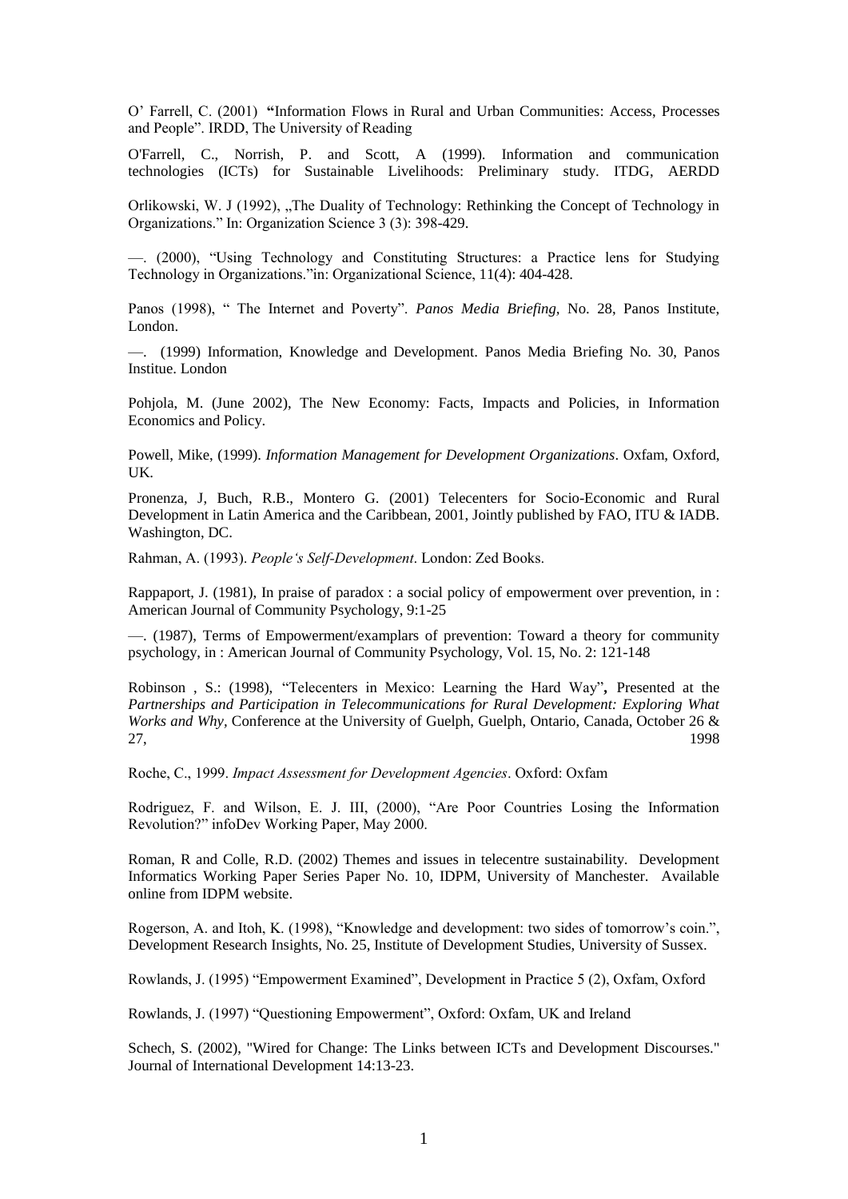O' Farrell, C. (2001) **"**Information Flows in Rural and Urban Communities: Access, Processes and People". IRDD, The University of Reading

O'Farrell, C., Norrish, P. and Scott, A (1999). Information and communication technologies (ICTs) for Sustainable Livelihoods: Preliminary study. ITDG, AERDD

Orlikowski, W. J (1992), „The Duality of Technology: Rethinking the Concept of Technology in Organizations." In: Organization Science 3 (3): 398-429.

—. (2000), "Using Technology and Constituting Structures: a Practice lens for Studying Technology in Organizations."in: Organizational Science, 11(4): 404-428.

Panos (1998), " The Internet and Poverty". *Panos Media Briefing*, No. 28, Panos Institute, London.

—. (1999) Information, Knowledge and Development. Panos Media Briefing No. 30, Panos Institue. London

Pohjola, M. (June 2002), The New Economy: Facts, Impacts and Policies, in Information Economics and Policy.

Powell, Mike, (1999). *Information Management for Development Organizations*. Oxfam, Oxford, UK.

Pronenza, J, Buch, R.B., Montero G. (2001) Telecenters for Socio-Economic and Rural Development in Latin America and the Caribbean, 2001, Jointly published by FAO, ITU & IADB. Washington, DC.

Rahman, A. (1993). *People's Self-Development*. London: Zed Books.

Rappaport, J. (1981), In praise of paradox : a social policy of empowerment over prevention, in : American Journal of Community Psychology, 9:1-25

—. (1987), Terms of Empowerment/examplars of prevention: Toward a theory for community psychology, in : American Journal of Community Psychology, Vol. 15, No. 2: 121-148

Robinson , S.: (1998), "Telecenters in Mexico: Learning the Hard Way"**,** Presented at the *Partnerships and Participation in Telecommunications for Rural Development: Exploring What Works and Why*, Conference at the University of Guelph, Guelph, Ontario, Canada, October 26 & 27, 1998

Roche, C., 1999. *Impact Assessment for Development Agencies*. Oxford: Oxfam

Rodriguez, F. and Wilson, E. J. III, (2000), "Are Poor Countries Losing the Information Revolution?" infoDev Working Paper, May 2000.

Roman, R and Colle, R.D. (2002) Themes and issues in telecentre sustainability. Development Informatics Working Paper Series Paper No. 10, IDPM, University of Manchester. Available online from IDPM website.

Rogerson, A. and Itoh, K. (1998), "Knowledge and development: two sides of tomorrow's coin.", Development Research Insights, No. 25, Institute of Development Studies, University of Sussex.

Rowlands, J. (1995) "Empowerment Examined", Development in Practice 5 (2), Oxfam, Oxford

Rowlands, J. (1997) "Questioning Empowerment", Oxford: Oxfam, UK and Ireland

Schech, S. (2002), "Wired for Change: The Links between ICTs and Development Discourses." Journal of International Development 14:13-23.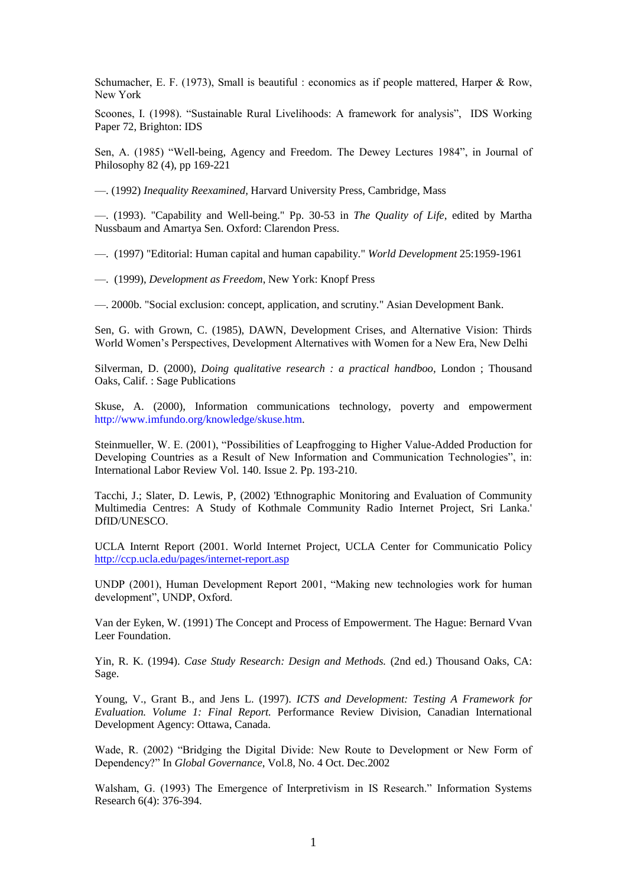Schumacher, E. F. (1973), Small is beautiful : economics as if people mattered, Harper & Row, New York

Scoones, I. (1998). "Sustainable Rural Livelihoods: A framework for analysis", IDS Working Paper 72, Brighton: IDS

Sen, A. (1985) "Well-being, Agency and Freedom. The Dewey Lectures 1984", in Journal of Philosophy 82 (4), pp 169-221

—. (1992) *Inequality Reexamined,* Harvard University Press, Cambridge, Mass

—. (1993). "Capability and Well-being." Pp. 30-53 in *The Quality of Life*, edited by Martha Nussbaum and Amartya Sen. Oxford: Clarendon Press.

—. (1997) "Editorial: Human capital and human capability." *World Development* 25:1959-1961

—. (1999), *Development as Freedom*, New York: Knopf Press

—. 2000b. "Social exclusion: concept, application, and scrutiny." Asian Development Bank.

Sen, G. with Grown, C. (1985), DAWN, Development Crises, and Alternative Vision: Thirds World Women's Perspectives, Development Alternatives with Women for a New Era, New Delhi

Silverman, D. (2000), *Doing qualitative research : a practical handboo,* London ; Thousand Oaks, Calif. : Sage Publications

Skuse, A. (2000), Information communications technology, poverty and empowerment http://www.imfundo.org/knowledge/skuse.htm.

Steinmueller, W. E. (2001), "Possibilities of Leapfrogging to Higher Value-Added Production for Developing Countries as a Result of New Information and Communication Technologies", in: International Labor Review Vol. 140. Issue 2. Pp. 193-210.

Tacchi, J.; Slater, D. Lewis, P, (2002) 'Ethnographic Monitoring and Evaluation of Community Multimedia Centres: A Study of Kothmale Community Radio Internet Project, Sri Lanka.' DfID/UNESCO.

UCLA Internt Report (2001. World Internet Project, UCLA Center for Communicatio Policy http://ccp.ucla.edu/pages/internet-report.asp

UNDP (2001), Human Development Report 2001, "Making new technologies work for human development", UNDP, Oxford.

Van der Eyken, W. (1991) The Concept and Process of Empowerment. The Hague: Bernard Vvan Leer Foundation.

Yin, R. K. (1994). *Case Study Research: Design and Methods.* (2nd ed.) Thousand Oaks, CA: Sage.

Young, V., Grant B., and Jens L. (1997). *ICTS and Development: Testing A Framework for Evaluation. Volume 1: Final Report.* Performance Review Division, Canadian International Development Agency: Ottawa, Canada.

Wade, R. (2002) "Bridging the Digital Divide: New Route to Development or New Form of Dependency?" In *Global Governance*, Vol.8, No. 4 Oct. Dec.2002

Walsham, G. (1993) The Emergence of Interpretivism in IS Research." Information Systems Research 6(4): 376-394.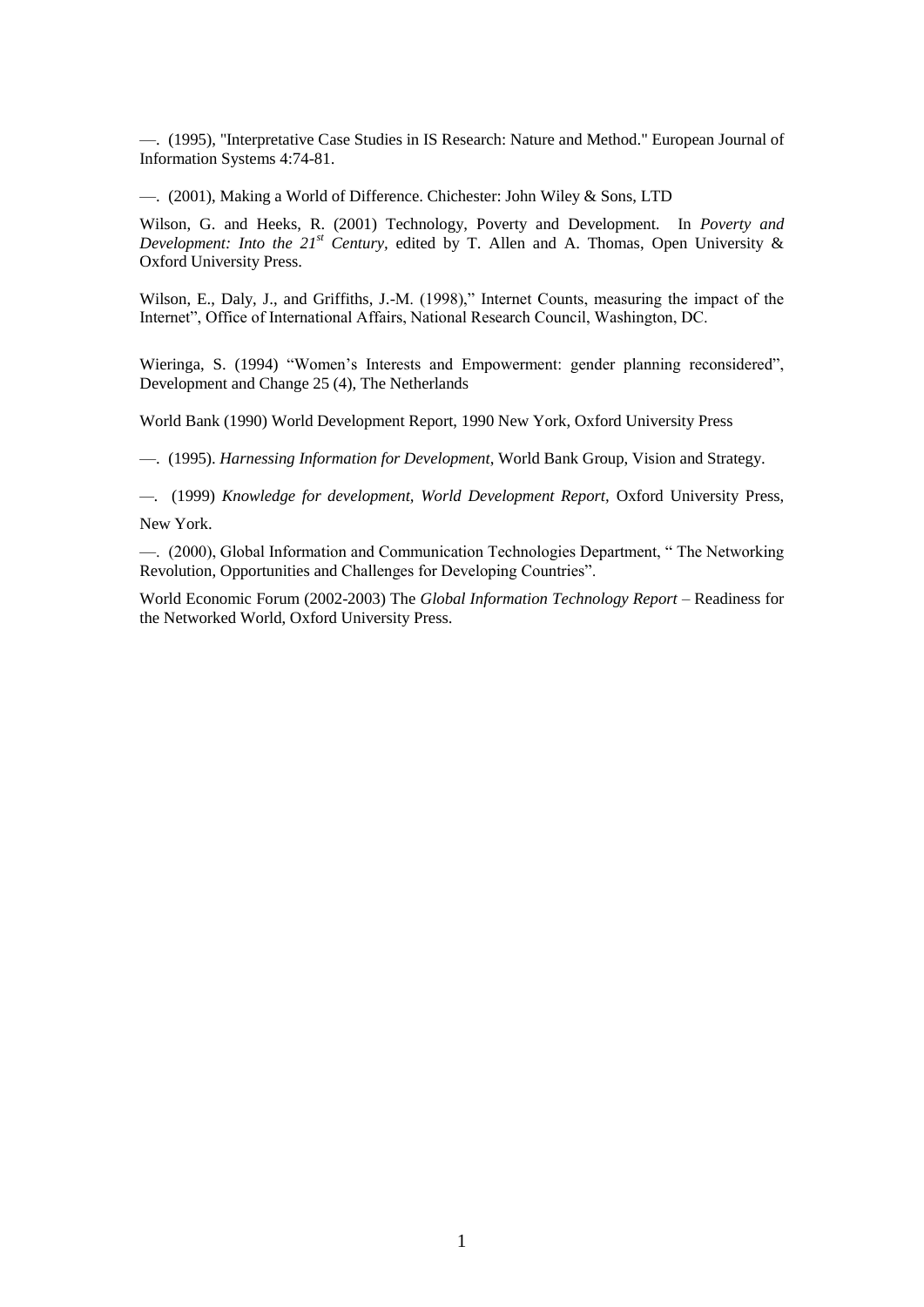—. (1995), "Interpretative Case Studies in IS Research: Nature and Method." European Journal of Information Systems 4:74-81.

—. (2001), Making a World of Difference. Chichester: John Wiley & Sons, LTD

Wilson, G. and Heeks, R. (2001) Technology, Poverty and Development. In *Poverty and Development: Into the 21st Century*, edited by T. Allen and A. Thomas, Open University & Oxford University Press.

Wilson, E., Daly, J., and Griffiths, J.-M. (1998)," Internet Counts, measuring the impact of the Internet", Office of International Affairs, National Research Council, Washington, DC.

Wieringa, S. (1994) "Women's Interests and Empowerment: gender planning reconsidered", Development and Change 25 (4), The Netherlands

World Bank (1990) World Development Report, 1990 New York, Oxford University Press

—. (1995). *Harnessing Information for Development*, World Bank Group, Vision and Strategy.

—. (1999) *Knowledge for development, World Development Report*, Oxford University Press, New York.

—. (2000), Global Information and Communication Technologies Department, " The Networking Revolution, Opportunities and Challenges for Developing Countries".

World Economic Forum (2002-2003) The *Global Information Technology Report* – Readiness for the Networked World, Oxford University Press.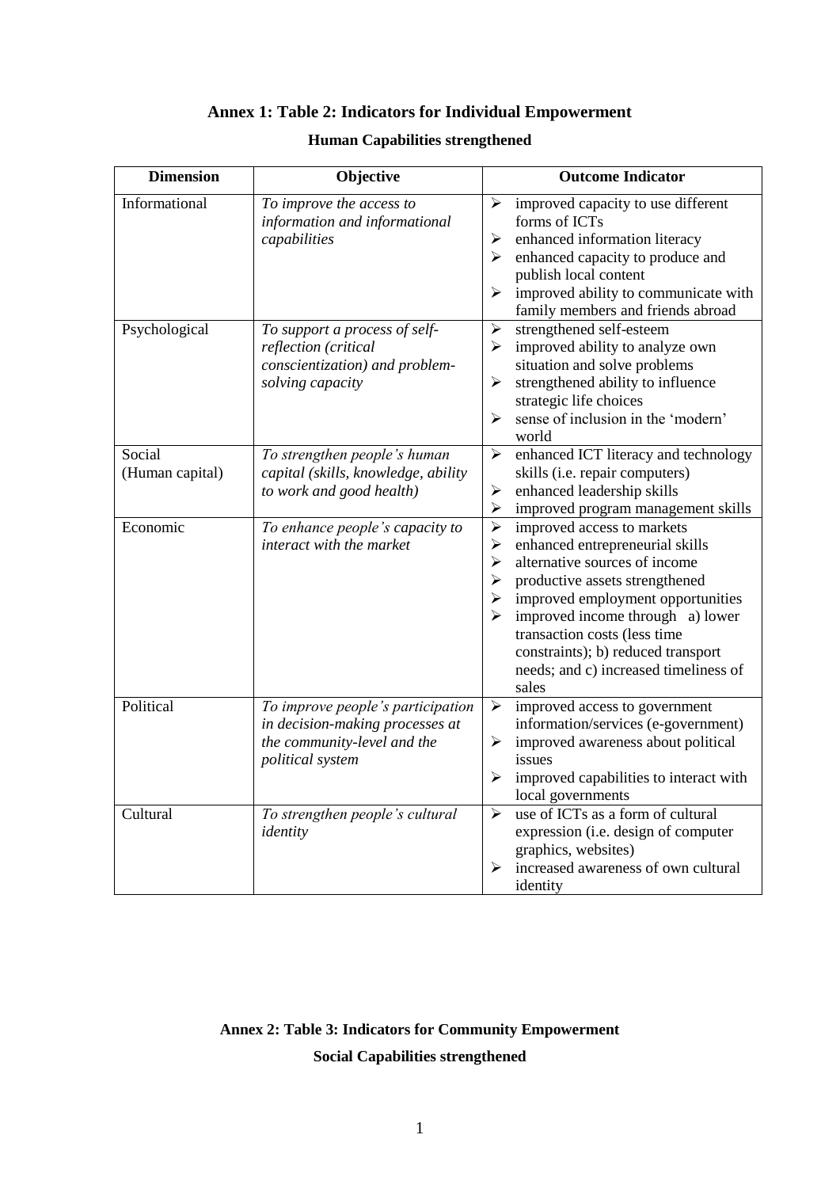## Annex 1: Table 2: Indicators for Individual Empowerment

### Human Capabilities strengthened

| Dimension | Objective | Outcome Indicator |
|---|---|---|
| Informational | *To improve the access to information and informational capabilities* | ➢ improved capacity to use different forms of ICTs<br>➢ enhanced information literacy<br>➢ enhanced capacity to produce and publish local content<br>➢ improved ability to communicate with family members and friends abroad |
| Psychological | *To support a process of self-reflection (critical conscientization) and problem-solving capacity* | ➢ strengthened self-esteem<br>➢ improved ability to analyze own situation and solve problems<br>➢ strengthened ability to influence strategic life choices<br>➢ sense of inclusion in the 'modern' world |
| Social (Human capital) | *To strengthen people's human capital (skills, knowledge, ability to work and good health)* | ➢ enhanced ICT literacy and technology skills (i.e. repair computers)<br>➢ enhanced leadership skills<br>➢ improved program management skills |
| Economic | *To enhance people's capacity to interact with the market* | ➢ improved access to markets<br>➢ enhanced entrepreneurial skills<br>➢ alternative sources of income<br>➢ productive assets strengthened<br>➢ improved employment opportunities<br>➢ improved income through a) lower transaction costs (less time constraints); b) reduced transport needs; and c) increased timeliness of sales |
| Political | *To improve people's participation in decision-making processes at the community-level and the political system* | ➢ improved access to government information/services (e-government)<br>➢ improved awareness about political issues<br>➢ improved capabilities to interact with local governments |
| Cultural | *To strengthen people's cultural identity* | ➢ use of ICTs as a form of cultural expression (i.e. design of computer graphics, websites)<br>➢ increased awareness of own cultural identity |

## Annex 2: Table 3: Indicators for Community Empowerment

### Social Capabilities strengthened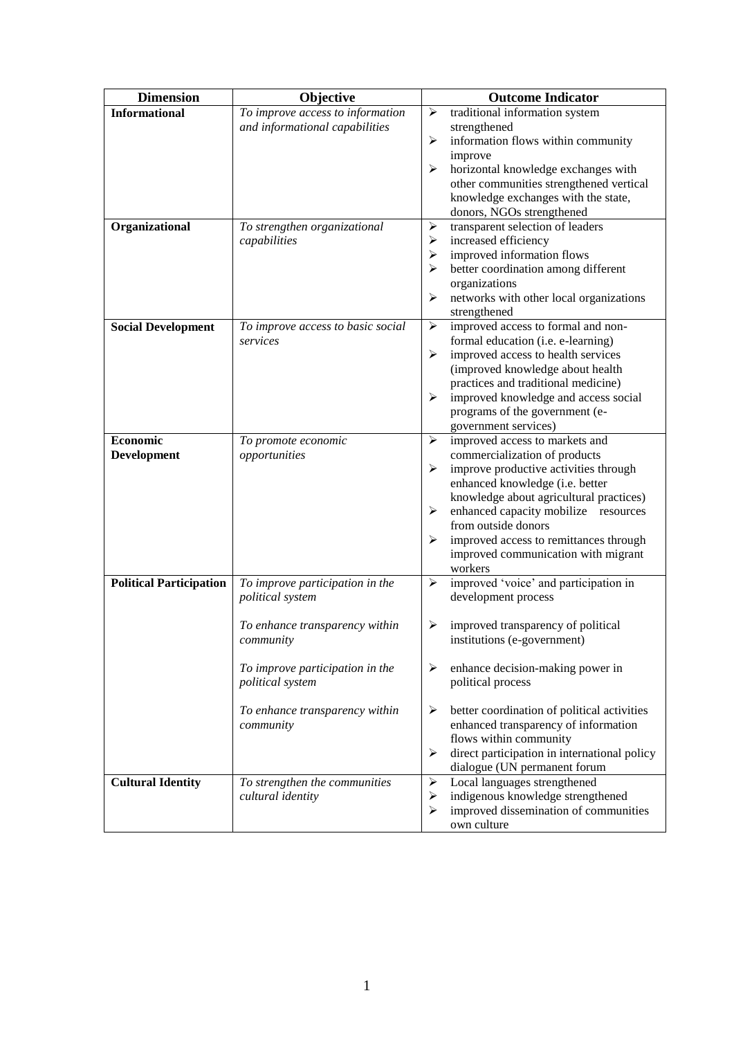| Dimension | Objective | Outcome Indicator |
|---|---|---|
| **Informational** | *To improve access to information and informational capabilities* | ➢ traditional information system strengthened<br>➢ information flows within community improve<br>➢ horizontal knowledge exchanges with other communities strengthened vertical knowledge exchanges with the state, donors, NGOs strengthened |
| **Organizational** | *To strengthen organizational capabilities* | ➢ transparent selection of leaders<br>➢ increased efficiency<br>➢ improved information flows<br>➢ better coordination among different organizations<br>➢ networks with other local organizations strengthened |
| **Social Development** | *To improve access to basic social services* | ➢ improved access to formal and non-formal education (i.e. e-learning)<br>➢ improved access to health services (improved knowledge about health practices and traditional medicine)<br>➢ improved knowledge and access social programs of the government (e-government services) |
| **Economic Development** | *To promote economic opportunities* | ➢ improved access to markets and commercialization of products<br>➢ improve productive activities through enhanced knowledge (i.e. better knowledge about agricultural practices)<br>➢ enhanced capacity mobilize resources from outside donors<br>➢ improved access to remittances through improved communication with migrant workers |
| **Political Participation** | *To improve participation in the political system*<br><br>*To enhance transparency within community*<br><br>*To improve participation in the political system*<br><br>*To enhance transparency within community* | ➢ improved 'voice' and participation in development process<br><br>➢ improved transparency of political institutions (e-government)<br><br>➢ enhance decision-making power in political process<br><br>➢ better coordination of political activities enhanced transparency of information flows within community<br>➢ direct participation in international policy dialogue (UN permanent forum |
| **Cultural Identity** | *To strengthen the communities cultural identity* | ➢ Local languages strengthened<br>➢ indigenous knowledge strengthened<br>➢ improved dissemination of communities own culture |